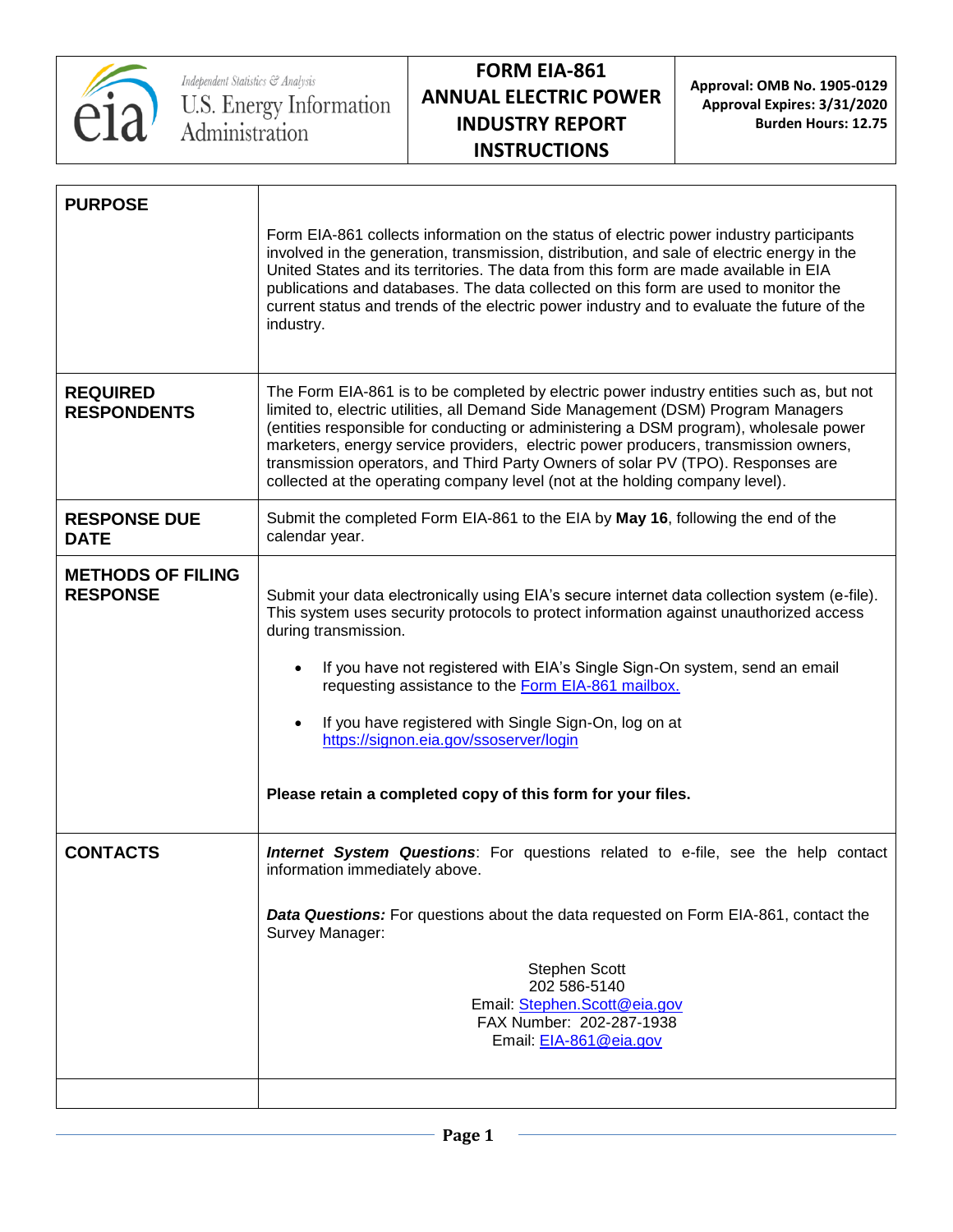| Independent Statistics & Analysis U.S. Energy Information Administration | FORM EIA-861 ANNUAL ELECTRIC POWER INDUSTRY REPORT INSTRUCTIONS | Approval: OMB No. 1905-0129 Approval Expires: 3/31/2020 Burden Hours: 12.75 |
|---|---|---|

| | |
|---|---|
| **PURPOSE** | Form EIA-861 collects information on the status of electric power industry participants involved in the generation, transmission, distribution, and sale of electric energy in the United States and its territories. The data from this form are made available in EIA publications and databases. The data collected on this form are used to monitor the current status and trends of the electric power industry and to evaluate the future of the industry. |
| **REQUIRED RESPONDENTS** | The Form EIA-861 is to be completed by electric power industry entities such as, but not limited to, electric utilities, all Demand Side Management (DSM) Program Managers (entities responsible for conducting or administering a DSM program), wholesale power marketers, energy service providers, electric power producers, transmission owners, transmission operators, and Third Party Owners of solar PV (TPO). Responses are collected at the operating company level (not at the holding company level). |
| **RESPONSE DUE DATE** | Submit the completed Form EIA-861 to the EIA by **May 16**, following the end of the calendar year. |
| **METHODS OF FILING RESPONSE** | Submit your data electronically using EIA's secure internet data collection system (e-file). This system uses security protocols to protect information against unauthorized access during transmission.<br><br>• If you have not registered with EIA's Single Sign-On system, send an email requesting assistance to the Form EIA-861 mailbox.<br><br>• If you have registered with Single Sign-On, log on at https://signon.eia.gov/ssoserver/login<br><br>**Please retain a completed copy of this form for your files.** |
| **CONTACTS** | ***Internet System Questions***: For questions related to e-file, see the help contact information immediately above.<br><br>***Data Questions:*** For questions about the data requested on Form EIA-861, contact the Survey Manager:<br><br>Stephen Scott<br>202 586-5140<br>Email: Stephen.Scott@eia.gov<br>FAX Number: 202-287-1938<br>Email: EIA-861@eia.gov |
| | |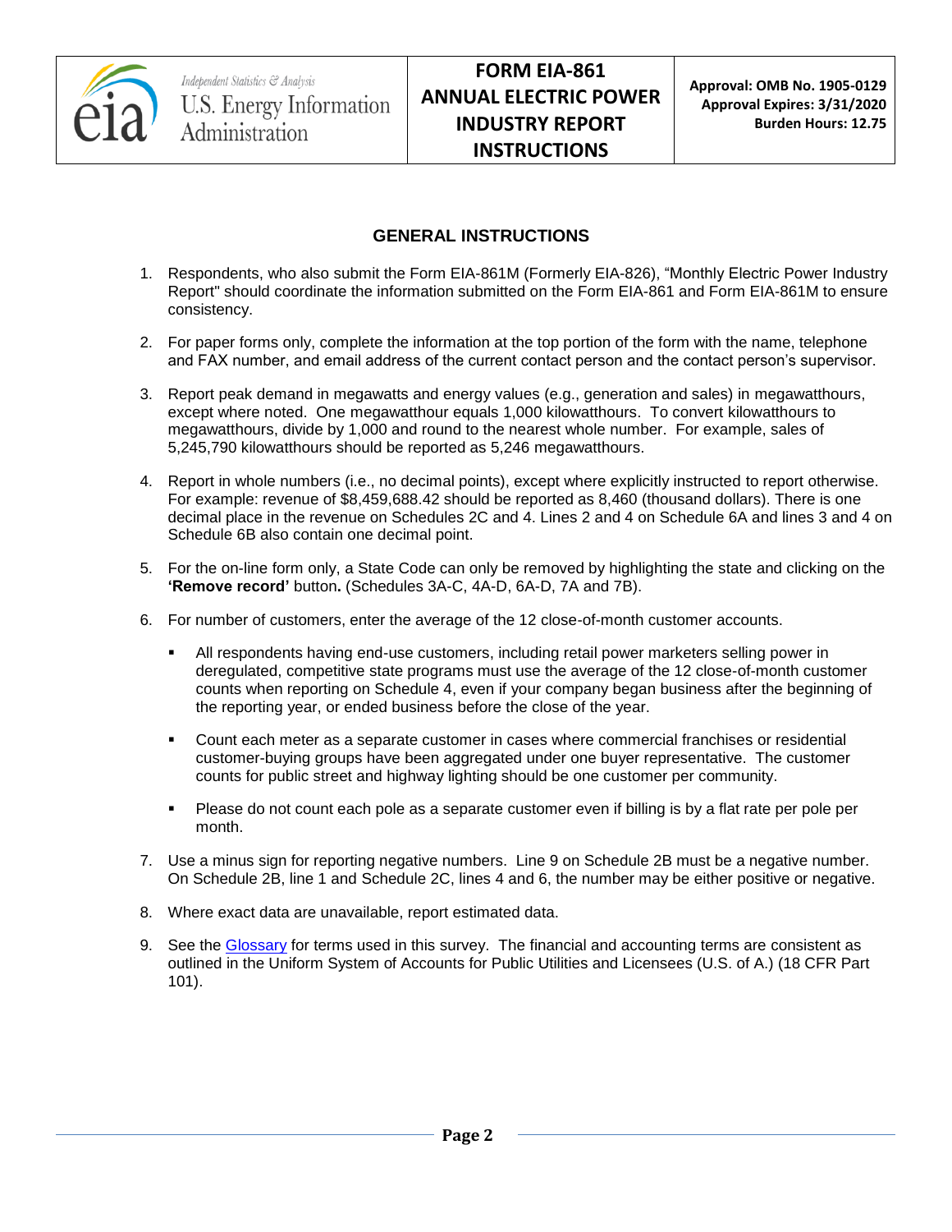## GENERAL INSTRUCTIONS

1. Respondents, who also submit the Form EIA-861M (Formerly EIA-826), “Monthly Electric Power Industry Report" should coordinate the information submitted on the Form EIA-861 and Form EIA-861M to ensure consistency.

2. For paper forms only, complete the information at the top portion of the form with the name, telephone and FAX number, and email address of the current contact person and the contact person’s supervisor.

3. Report peak demand in megawatts and energy values (e.g., generation and sales) in megawatthours, except where noted. One megawatthour equals 1,000 kilowatthours. To convert kilowatthours to megawatthours, divide by 1,000 and round to the nearest whole number. For example, sales of 5,245,790 kilowatthours should be reported as 5,246 megawatthours.

4. Report in whole numbers (i.e., no decimal points), except where explicitly instructed to report otherwise. For example: revenue of $8,459,688.42 should be reported as 8,460 (thousand dollars). There is one decimal place in the revenue on Schedules 2C and 4. Lines 2 and 4 on Schedule 6A and lines 3 and 4 on Schedule 6B also contain one decimal point.

5. For the on-line form only, a State Code can only be removed by highlighting the state and clicking on the **‘Remove record’** button**.** (Schedules 3A-C, 4A-D, 6A-D, 7A and 7B).

6. For number of customers, enter the average of the 12 close-of-month customer accounts.

   - All respondents having end-use customers, including retail power marketers selling power in deregulated, competitive state programs must use the average of the 12 close-of-month customer counts when reporting on Schedule 4, even if your company began business after the beginning of the reporting year, or ended business before the close of the year.
   - Count each meter as a separate customer in cases where commercial franchises or residential customer-buying groups have been aggregated under one buyer representative. The customer counts for public street and highway lighting should be one customer per community.
   - Please do not count each pole as a separate customer even if billing is by a flat rate per pole per month.

7. Use a minus sign for reporting negative numbers. Line 9 on Schedule 2B must be a negative number. On Schedule 2B, line 1 and Schedule 2C, lines 4 and 6, the number may be either positive or negative.

8. Where exact data are unavailable, report estimated data.

9. See the Glossary for terms used in this survey. The financial and accounting terms are consistent as outlined in the Uniform System of Accounts for Public Utilities and Licensees (U.S. of A.) (18 CFR Part 101).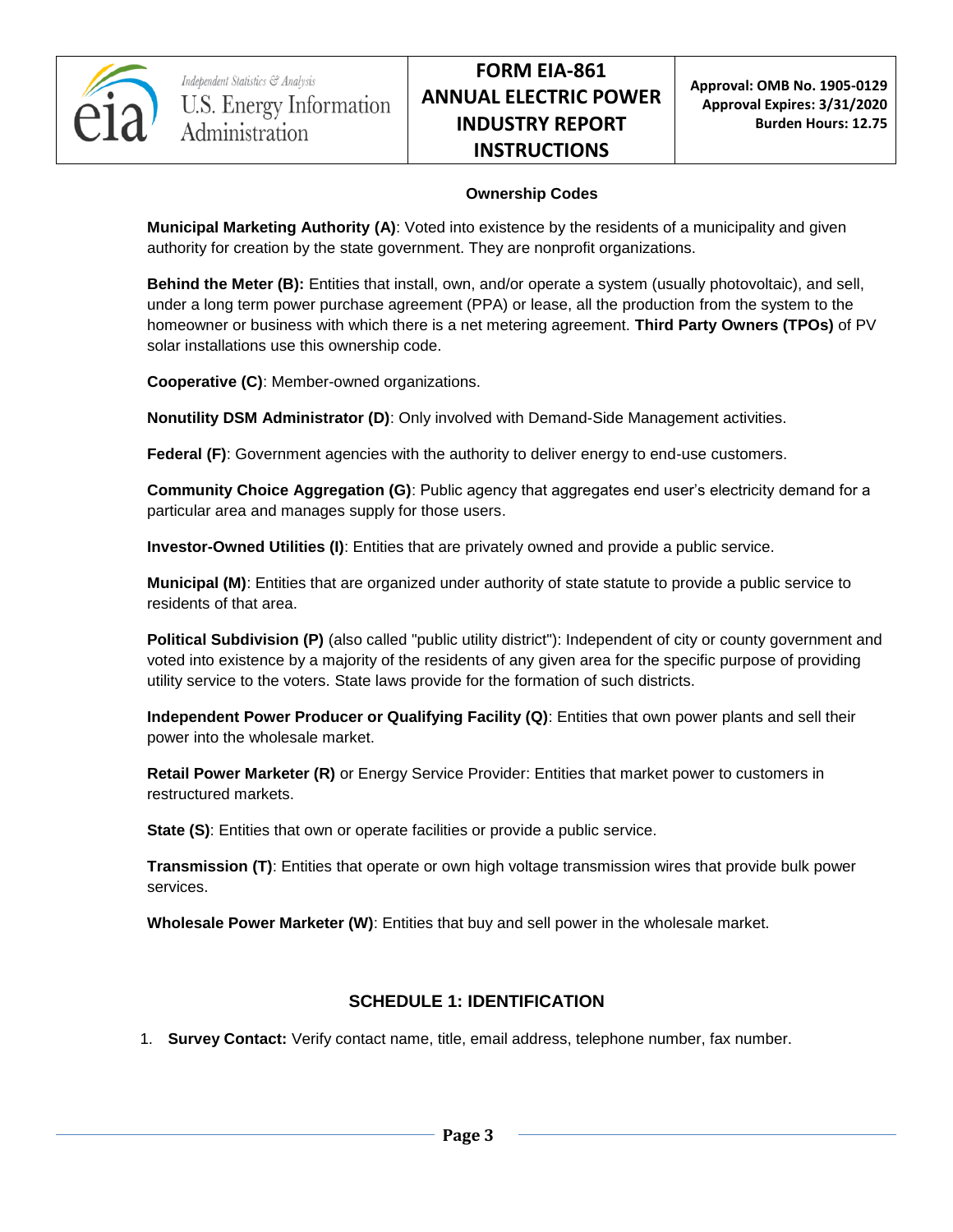### Ownership Codes

**Municipal Marketing Authority (A)**: Voted into existence by the residents of a municipality and given authority for creation by the state government. They are nonprofit organizations.

**Behind the Meter (B):** Entities that install, own, and/or operate a system (usually photovoltaic), and sell, under a long term power purchase agreement (PPA) or lease, all the production from the system to the homeowner or business with which there is a net metering agreement. **Third Party Owners (TPOs)** of PV solar installations use this ownership code.

**Cooperative (C)**: Member-owned organizations.

**Nonutility DSM Administrator (D)**: Only involved with Demand-Side Management activities.

**Federal (F)**: Government agencies with the authority to deliver energy to end-use customers.

**Community Choice Aggregation (G)**: Public agency that aggregates end user's electricity demand for a particular area and manages supply for those users.

**Investor-Owned Utilities (I)**: Entities that are privately owned and provide a public service.

**Municipal (M)**: Entities that are organized under authority of state statute to provide a public service to residents of that area.

**Political Subdivision (P)** (also called "public utility district"): Independent of city or county government and voted into existence by a majority of the residents of any given area for the specific purpose of providing utility service to the voters. State laws provide for the formation of such districts.

**Independent Power Producer or Qualifying Facility (Q)**: Entities that own power plants and sell their power into the wholesale market.

**Retail Power Marketer (R)** or Energy Service Provider: Entities that market power to customers in restructured markets.

**State (S)**: Entities that own or operate facilities or provide a public service.

**Transmission (T)**: Entities that operate or own high voltage transmission wires that provide bulk power services.

**Wholesale Power Marketer (W)**: Entities that buy and sell power in the wholesale market.

## SCHEDULE 1: IDENTIFICATION

1. **Survey Contact:** Verify contact name, title, email address, telephone number, fax number.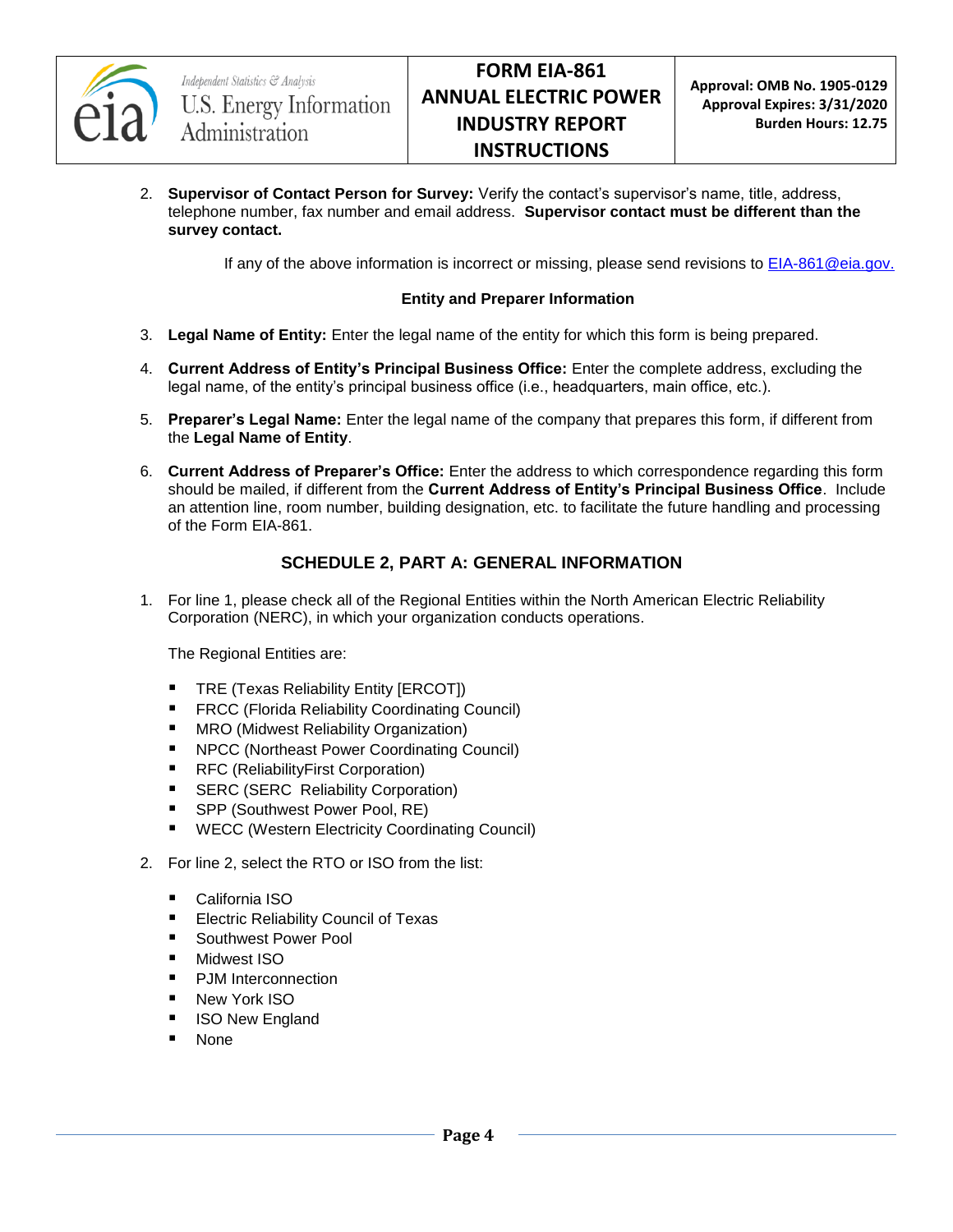2. **Supervisor of Contact Person for Survey:** Verify the contact's supervisor's name, title, address, telephone number, fax number and email address. **Supervisor contact must be different than the survey contact.**

   If any of the above information is incorrect or missing, please send revisions to [EIA-861@eia.gov.](mailto:EIA-861@eia.gov)

**Entity and Preparer Information**

3. **Legal Name of Entity:** Enter the legal name of the entity for which this form is being prepared.

4. **Current Address of Entity's Principal Business Office:** Enter the complete address, excluding the legal name, of the entity's principal business office (i.e., headquarters, main office, etc.).

5. **Preparer's Legal Name:** Enter the legal name of the company that prepares this form, if different from the **Legal Name of Entity**.

6. **Current Address of Preparer's Office:** Enter the address to which correspondence regarding this form should be mailed, if different from the **Current Address of Entity's Principal Business Office**. Include an attention line, room number, building designation, etc. to facilitate the future handling and processing of the Form EIA-861.

## SCHEDULE 2, PART A: GENERAL INFORMATION

1. For line 1, please check all of the Regional Entities within the North American Electric Reliability Corporation (NERC), in which your organization conducts operations.

   The Regional Entities are:

   - TRE (Texas Reliability Entity [ERCOT])
   - FRCC (Florida Reliability Coordinating Council)
   - MRO (Midwest Reliability Organization)
   - NPCC (Northeast Power Coordinating Council)
   - RFC (ReliabilityFirst Corporation)
   - SERC (SERC Reliability Corporation)
   - SPP (Southwest Power Pool, RE)
   - WECC (Western Electricity Coordinating Council)

2. For line 2, select the RTO or ISO from the list:

   - California ISO
   - Electric Reliability Council of Texas
   - Southwest Power Pool
   - Midwest ISO
   - PJM Interconnection
   - New York ISO
   - ISO New England
   - None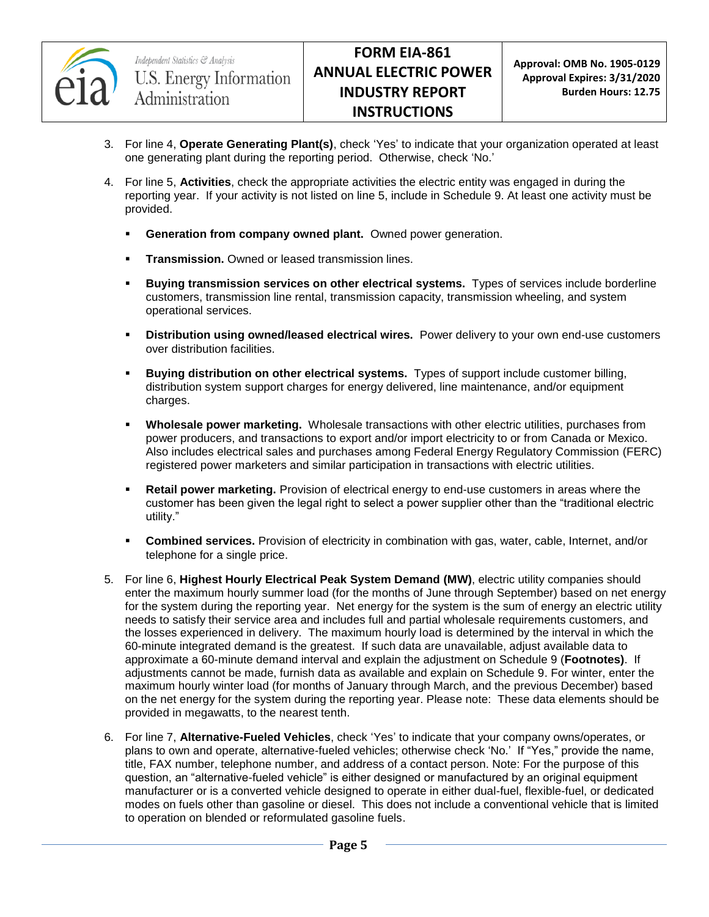3. For line 4, **Operate Generating Plant(s)**, check 'Yes' to indicate that your organization operated at least one generating plant during the reporting period. Otherwise, check 'No.'

4. For line 5, **Activities**, check the appropriate activities the electric entity was engaged in during the reporting year. If your activity is not listed on line 5, include in Schedule 9. At least one activity must be provided.

   - **Generation from company owned plant.** Owned power generation.
   - **Transmission.** Owned or leased transmission lines.
   - **Buying transmission services on other electrical systems.** Types of services include borderline customers, transmission line rental, transmission capacity, transmission wheeling, and system operational services.
   - **Distribution using owned/leased electrical wires.** Power delivery to your own end-use customers over distribution facilities.
   - **Buying distribution on other electrical systems.** Types of support include customer billing, distribution system support charges for energy delivered, line maintenance, and/or equipment charges.
   - **Wholesale power marketing.** Wholesale transactions with other electric utilities, purchases from power producers, and transactions to export and/or import electricity to or from Canada or Mexico. Also includes electrical sales and purchases among Federal Energy Regulatory Commission (FERC) registered power marketers and similar participation in transactions with electric utilities.
   - **Retail power marketing.** Provision of electrical energy to end-use customers in areas where the customer has been given the legal right to select a power supplier other than the "traditional electric utility."
   - **Combined services.** Provision of electricity in combination with gas, water, cable, Internet, and/or telephone for a single price.

5. For line 6, **Highest Hourly Electrical Peak System Demand (MW)**, electric utility companies should enter the maximum hourly summer load (for the months of June through September) based on net energy for the system during the reporting year. Net energy for the system is the sum of energy an electric utility needs to satisfy their service area and includes full and partial wholesale requirements customers, and the losses experienced in delivery. The maximum hourly load is determined by the interval in which the 60-minute integrated demand is the greatest. If such data are unavailable, adjust available data to approximate a 60-minute demand interval and explain the adjustment on Schedule 9 (**Footnotes)**. If adjustments cannot be made, furnish data as available and explain on Schedule 9. For winter, enter the maximum hourly winter load (for months of January through March, and the previous December) based on the net energy for the system during the reporting year. Please note: These data elements should be provided in megawatts, to the nearest tenth.

6. For line 7, **Alternative-Fueled Vehicles**, check 'Yes' to indicate that your company owns/operates, or plans to own and operate, alternative-fueled vehicles; otherwise check 'No.' If "Yes," provide the name, title, FAX number, telephone number, and address of a contact person. Note: For the purpose of this question, an "alternative-fueled vehicle" is either designed or manufactured by an original equipment manufacturer or is a converted vehicle designed to operate in either dual-fuel, flexible-fuel, or dedicated modes on fuels other than gasoline or diesel. This does not include a conventional vehicle that is limited to operation on blended or reformulated gasoline fuels.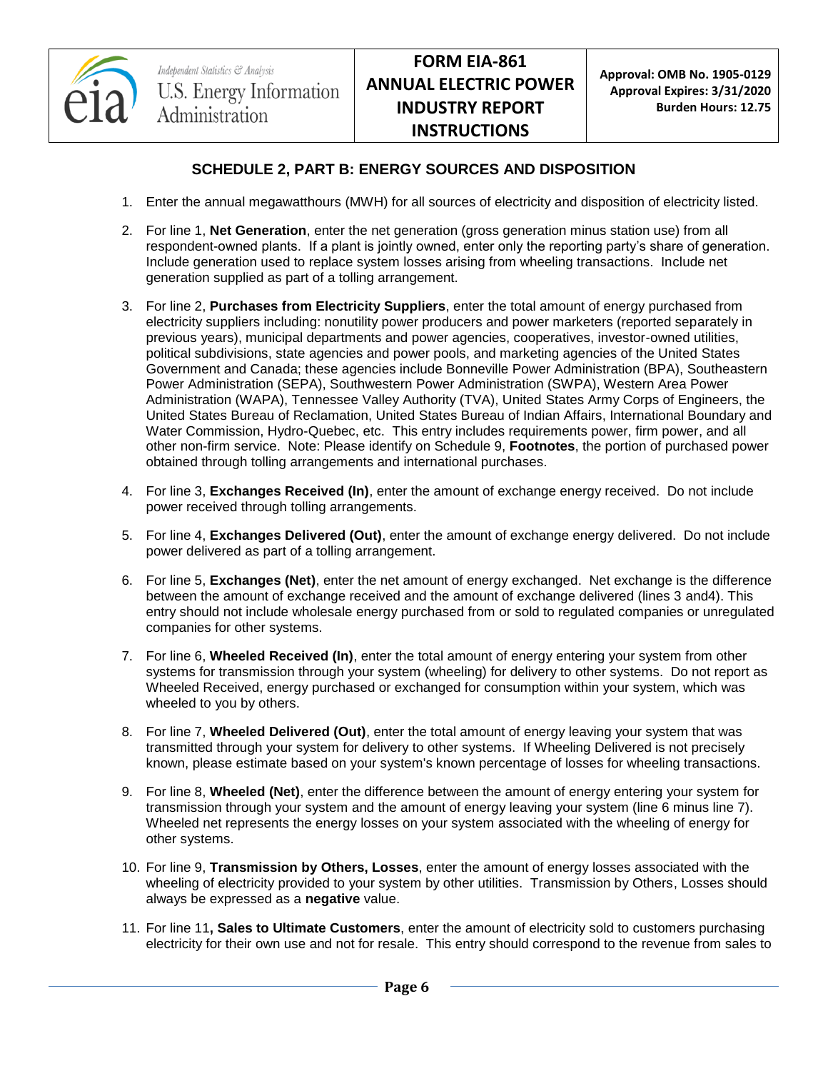## SCHEDULE 2, PART B: ENERGY SOURCES AND DISPOSITION

1. Enter the annual megawatthours (MWH) for all sources of electricity and disposition of electricity listed.
2. For line 1, **Net Generation**, enter the net generation (gross generation minus station use) from all respondent-owned plants. If a plant is jointly owned, enter only the reporting party's share of generation. Include generation used to replace system losses arising from wheeling transactions. Include net generation supplied as part of a tolling arrangement.
3. For line 2, **Purchases from Electricity Suppliers**, enter the total amount of energy purchased from electricity suppliers including: nonutility power producers and power marketers (reported separately in previous years), municipal departments and power agencies, cooperatives, investor-owned utilities, political subdivisions, state agencies and power pools, and marketing agencies of the United States Government and Canada; these agencies include Bonneville Power Administration (BPA), Southeastern Power Administration (SEPA), Southwestern Power Administration (SWPA), Western Area Power Administration (WAPA), Tennessee Valley Authority (TVA), United States Army Corps of Engineers, the United States Bureau of Reclamation, United States Bureau of Indian Affairs, International Boundary and Water Commission, Hydro-Quebec, etc. This entry includes requirements power, firm power, and all other non-firm service. Note: Please identify on Schedule 9, **Footnotes**, the portion of purchased power obtained through tolling arrangements and international purchases.
4. For line 3, **Exchanges Received (In)**, enter the amount of exchange energy received. Do not include power received through tolling arrangements.
5. For line 4, **Exchanges Delivered (Out)**, enter the amount of exchange energy delivered. Do not include power delivered as part of a tolling arrangement.
6. For line 5, **Exchanges (Net)**, enter the net amount of energy exchanged. Net exchange is the difference between the amount of exchange received and the amount of exchange delivered (lines 3 and4). This entry should not include wholesale energy purchased from or sold to regulated companies or unregulated companies for other systems.
7. For line 6, **Wheeled Received (In)**, enter the total amount of energy entering your system from other systems for transmission through your system (wheeling) for delivery to other systems. Do not report as Wheeled Received, energy purchased or exchanged for consumption within your system, which was wheeled to you by others.
8. For line 7, **Wheeled Delivered (Out)**, enter the total amount of energy leaving your system that was transmitted through your system for delivery to other systems. If Wheeling Delivered is not precisely known, please estimate based on your system's known percentage of losses for wheeling transactions.
9. For line 8, **Wheeled (Net)**, enter the difference between the amount of energy entering your system for transmission through your system and the amount of energy leaving your system (line 6 minus line 7). Wheeled net represents the energy losses on your system associated with the wheeling of energy for other systems.
10. For line 9, **Transmission by Others, Losses**, enter the amount of energy losses associated with the wheeling of electricity provided to your system by other utilities. Transmission by Others, Losses should always be expressed as a **negative** value.
11. For line 11**, Sales to Ultimate Customers**, enter the amount of electricity sold to customers purchasing electricity for their own use and not for resale. This entry should correspond to the revenue from sales to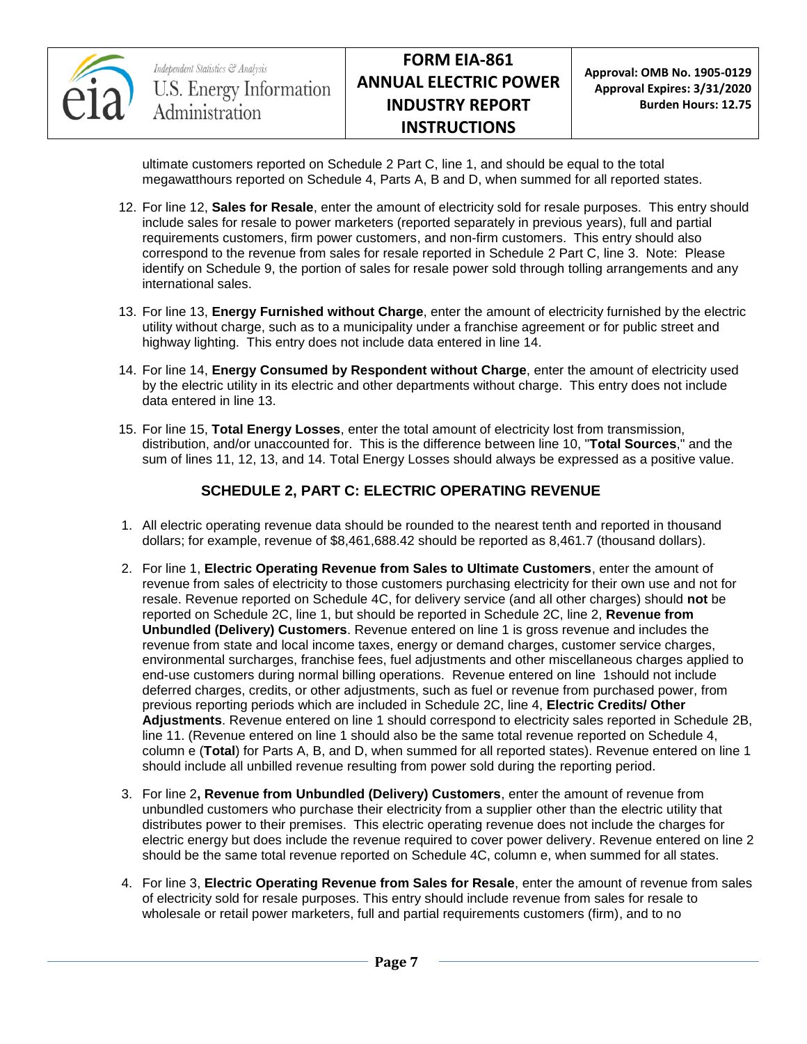ultimate customers reported on Schedule 2 Part C, line 1, and should be equal to the total megawatthours reported on Schedule 4, Parts A, B and D, when summed for all reported states.

12. For line 12, **Sales for Resale**, enter the amount of electricity sold for resale purposes. This entry should include sales for resale to power marketers (reported separately in previous years), full and partial requirements customers, firm power customers, and non-firm customers. This entry should also correspond to the revenue from sales for resale reported in Schedule 2 Part C, line 3. Note: Please identify on Schedule 9, the portion of sales for resale power sold through tolling arrangements and any international sales.

13. For line 13, **Energy Furnished without Charge**, enter the amount of electricity furnished by the electric utility without charge, such as to a municipality under a franchise agreement or for public street and highway lighting. This entry does not include data entered in line 14.

14. For line 14, **Energy Consumed by Respondent without Charge**, enter the amount of electricity used by the electric utility in its electric and other departments without charge. This entry does not include data entered in line 13.

15. For line 15, **Total Energy Losses**, enter the total amount of electricity lost from transmission, distribution, and/or unaccounted for. This is the difference between line 10, "**Total Sources**," and the sum of lines 11, 12, 13, and 14. Total Energy Losses should always be expressed as a positive value.

## SCHEDULE 2, PART C: ELECTRIC OPERATING REVENUE

1. All electric operating revenue data should be rounded to the nearest tenth and reported in thousand dollars; for example, revenue of $8,461,688.42 should be reported as 8,461.7 (thousand dollars).

2. For line 1, **Electric Operating Revenue from Sales to Ultimate Customers**, enter the amount of revenue from sales of electricity to those customers purchasing electricity for their own use and not for resale. Revenue reported on Schedule 4C, for delivery service (and all other charges) should **not** be reported on Schedule 2C, line 1, but should be reported in Schedule 2C, line 2, **Revenue from Unbundled (Delivery) Customers**. Revenue entered on line 1 is gross revenue and includes the revenue from state and local income taxes, energy or demand charges, customer service charges, environmental surcharges, franchise fees, fuel adjustments and other miscellaneous charges applied to end-use customers during normal billing operations. Revenue entered on line 1should not include deferred charges, credits, or other adjustments, such as fuel or revenue from purchased power, from previous reporting periods which are included in Schedule 2C, line 4, **Electric Credits/ Other Adjustments**. Revenue entered on line 1 should correspond to electricity sales reported in Schedule 2B, line 11. (Revenue entered on line 1 should also be the same total revenue reported on Schedule 4, column e (**Total**) for Parts A, B, and D, when summed for all reported states). Revenue entered on line 1 should include all unbilled revenue resulting from power sold during the reporting period.

3. For line 2**, Revenue from Unbundled (Delivery) Customers**, enter the amount of revenue from unbundled customers who purchase their electricity from a supplier other than the electric utility that distributes power to their premises. This electric operating revenue does not include the charges for electric energy but does include the revenue required to cover power delivery. Revenue entered on line 2 should be the same total revenue reported on Schedule 4C, column e, when summed for all states.

4. For line 3, **Electric Operating Revenue from Sales for Resale**, enter the amount of revenue from sales of electricity sold for resale purposes. This entry should include revenue from sales for resale to wholesale or retail power marketers, full and partial requirements customers (firm), and to no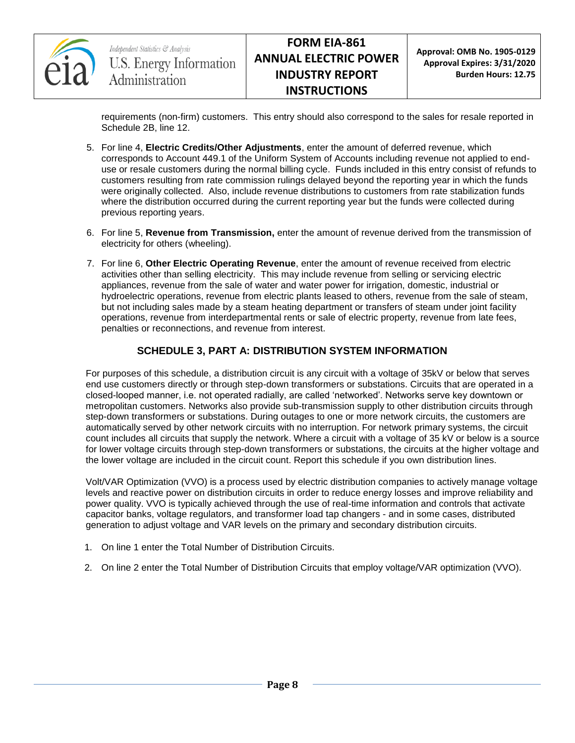requirements (non-firm) customers. This entry should also correspond to the sales for resale reported in Schedule 2B, line 12.

5. For line 4, **Electric Credits/Other Adjustments**, enter the amount of deferred revenue, which corresponds to Account 449.1 of the Uniform System of Accounts including revenue not applied to end-use or resale customers during the normal billing cycle. Funds included in this entry consist of refunds to customers resulting from rate commission rulings delayed beyond the reporting year in which the funds were originally collected. Also, include revenue distributions to customers from rate stabilization funds where the distribution occurred during the current reporting year but the funds were collected during previous reporting years.

6. For line 5, **Revenue from Transmission,** enter the amount of revenue derived from the transmission of electricity for others (wheeling).

7. For line 6, **Other Electric Operating Revenue**, enter the amount of revenue received from electric activities other than selling electricity. This may include revenue from selling or servicing electric appliances, revenue from the sale of water and water power for irrigation, domestic, industrial or hydroelectric operations, revenue from electric plants leased to others, revenue from the sale of steam, but not including sales made by a steam heating department or transfers of steam under joint facility operations, revenue from interdepartmental rents or sale of electric property, revenue from late fees, penalties or reconnections, and revenue from interest.

## SCHEDULE 3, PART A: DISTRIBUTION SYSTEM INFORMATION

For purposes of this schedule, a distribution circuit is any circuit with a voltage of 35kV or below that serves end use customers directly or through step-down transformers or substations. Circuits that are operated in a closed-looped manner, i.e. not operated radially, are called 'networked'. Networks serve key downtown or metropolitan customers. Networks also provide sub-transmission supply to other distribution circuits through step-down transformers or substations. During outages to one or more network circuits, the customers are automatically served by other network circuits with no interruption. For network primary systems, the circuit count includes all circuits that supply the network. Where a circuit with a voltage of 35 kV or below is a source for lower voltage circuits through step-down transformers or substations, the circuits at the higher voltage and the lower voltage are included in the circuit count. Report this schedule if you own distribution lines.

Volt/VAR Optimization (VVO) is a process used by electric distribution companies to actively manage voltage levels and reactive power on distribution circuits in order to reduce energy losses and improve reliability and power quality. VVO is typically achieved through the use of real-time information and controls that activate capacitor banks, voltage regulators, and transformer load tap changers - and in some cases, distributed generation to adjust voltage and VAR levels on the primary and secondary distribution circuits.

1. On line 1 enter the Total Number of Distribution Circuits.

2. On line 2 enter the Total Number of Distribution Circuits that employ voltage/VAR optimization (VVO).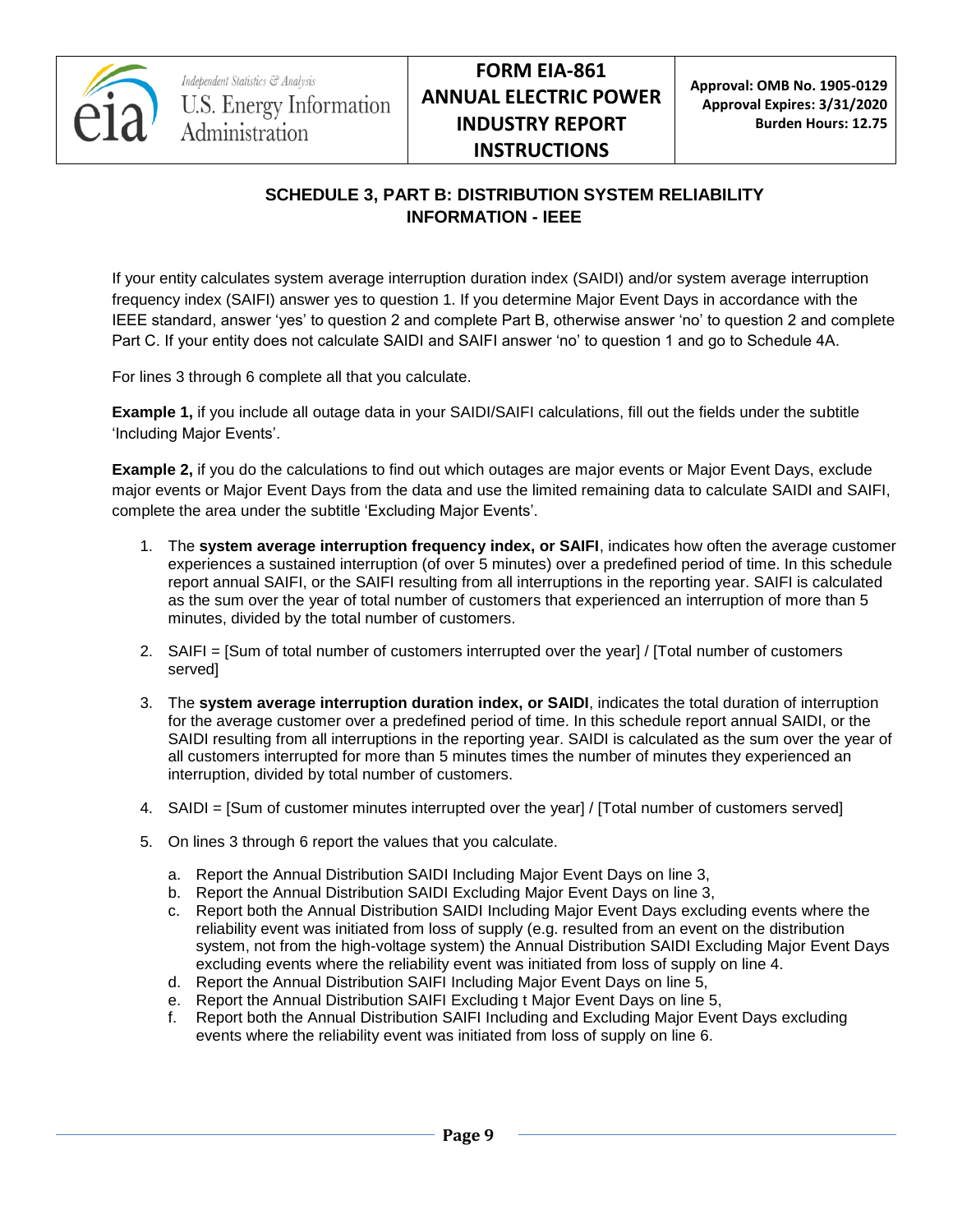## SCHEDULE 3, PART B: DISTRIBUTION SYSTEM RELIABILITY INFORMATION - IEEE

If your entity calculates system average interruption duration index (SAIDI) and/or system average interruption frequency index (SAIFI) answer yes to question 1. If you determine Major Event Days in accordance with the IEEE standard, answer 'yes' to question 2 and complete Part B, otherwise answer 'no' to question 2 and complete Part C. If your entity does not calculate SAIDI and SAIFI answer 'no' to question 1 and go to Schedule 4A.

For lines 3 through 6 complete all that you calculate.

**Example 1,** if you include all outage data in your SAIDI/SAIFI calculations, fill out the fields under the subtitle 'Including Major Events'.

**Example 2,** if you do the calculations to find out which outages are major events or Major Event Days, exclude major events or Major Event Days from the data and use the limited remaining data to calculate SAIDI and SAIFI, complete the area under the subtitle 'Excluding Major Events'.

1. The **system average interruption frequency index, or SAIFI**, indicates how often the average customer experiences a sustained interruption (of over 5 minutes) over a predefined period of time. In this schedule report annual SAIFI, or the SAIFI resulting from all interruptions in the reporting year. SAIFI is calculated as the sum over the year of total number of customers that experienced an interruption of more than 5 minutes, divided by the total number of customers.
2. SAIFI = [Sum of total number of customers interrupted over the year] / [Total number of customers served]
3. The **system average interruption duration index, or SAIDI**, indicates the total duration of interruption for the average customer over a predefined period of time. In this schedule report annual SAIDI, or the SAIDI resulting from all interruptions in the reporting year. SAIDI is calculated as the sum over the year of all customers interrupted for more than 5 minutes times the number of minutes they experienced an interruption, divided by total number of customers.
4. SAIDI = [Sum of customer minutes interrupted over the year] / [Total number of customers served]
5. On lines 3 through 6 report the values that you calculate.
    a. Report the Annual Distribution SAIDI Including Major Event Days on line 3,
    b. Report the Annual Distribution SAIDI Excluding Major Event Days on line 3,
    c. Report both the Annual Distribution SAIDI Including Major Event Days excluding events where the reliability event was initiated from loss of supply (e.g. resulted from an event on the distribution system, not from the high-voltage system) the Annual Distribution SAIDI Excluding Major Event Days excluding events where the reliability event was initiated from loss of supply on line 4.
    d. Report the Annual Distribution SAIFI Including Major Event Days on line 5,
    e. Report the Annual Distribution SAIFI Excluding t Major Event Days on line 5,
    f. Report both the Annual Distribution SAIFI Including and Excluding Major Event Days excluding events where the reliability event was initiated from loss of supply on line 6.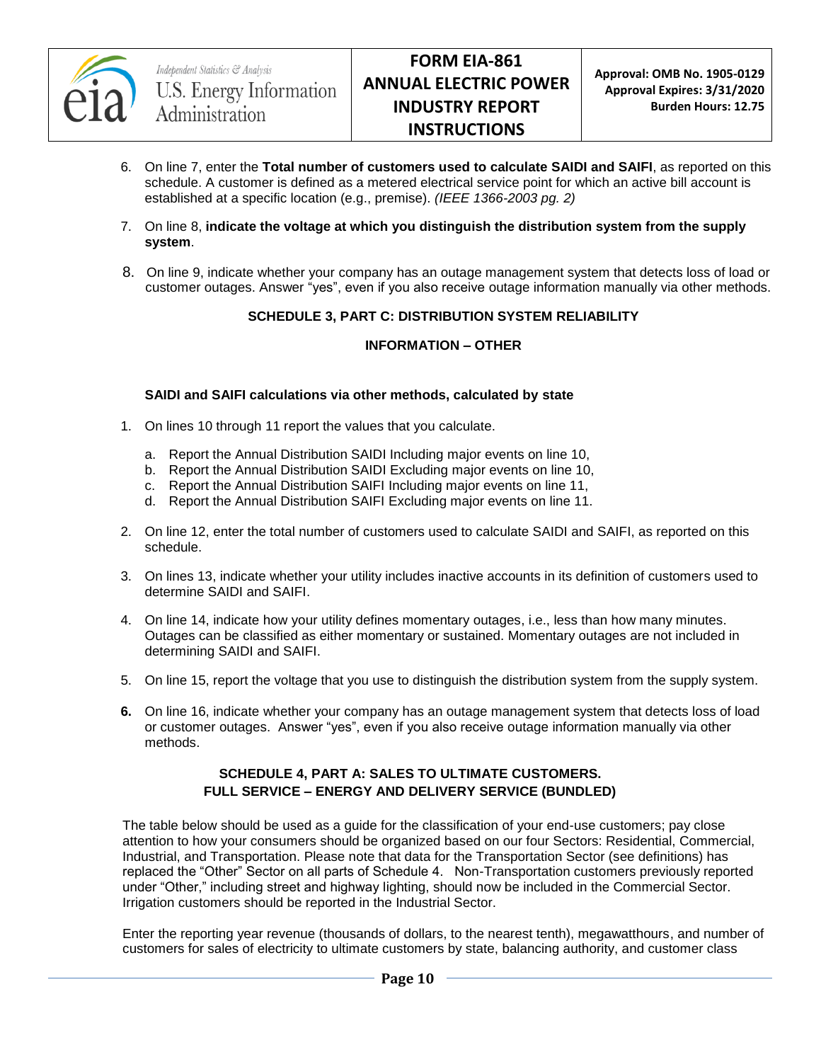6. On line 7, enter the **Total number of customers used to calculate SAIDI and SAIFI**, as reported on this schedule. A customer is defined as a metered electrical service point for which an active bill account is established at a specific location (e.g., premise). *(IEEE 1366-2003 pg. 2)*

7. On line 8, **indicate the voltage at which you distinguish the distribution system from the supply system**.

8. On line 9, indicate whether your company has an outage management system that detects loss of load or customer outages. Answer "yes", even if you also receive outage information manually via other methods.

## SCHEDULE 3, PART C: DISTRIBUTION SYSTEM RELIABILITY INFORMATION – OTHER

### SAIDI and SAIFI calculations via other methods, calculated by state

1. On lines 10 through 11 report the values that you calculate.
   a. Report the Annual Distribution SAIDI Including major events on line 10,
   b. Report the Annual Distribution SAIDI Excluding major events on line 10,
   c. Report the Annual Distribution SAIFI Including major events on line 11,
   d. Report the Annual Distribution SAIFI Excluding major events on line 11.

2. On line 12, enter the total number of customers used to calculate SAIDI and SAIFI, as reported on this schedule.

3. On lines 13, indicate whether your utility includes inactive accounts in its definition of customers used to determine SAIDI and SAIFI.

4. On line 14, indicate how your utility defines momentary outages, i.e., less than how many minutes. Outages can be classified as either momentary or sustained. Momentary outages are not included in determining SAIDI and SAIFI.

5. On line 15, report the voltage that you use to distinguish the distribution system from the supply system.

6. On line 16, indicate whether your company has an outage management system that detects loss of load or customer outages. Answer "yes", even if you also receive outage information manually via other methods.

## SCHEDULE 4, PART A: SALES TO ULTIMATE CUSTOMERS. FULL SERVICE – ENERGY AND DELIVERY SERVICE (BUNDLED)

The table below should be used as a guide for the classification of your end-use customers; pay close attention to how your consumers should be organized based on our four Sectors: Residential, Commercial, Industrial, and Transportation. Please note that data for the Transportation Sector (see definitions) has replaced the "Other" Sector on all parts of Schedule 4. Non-Transportation customers previously reported under "Other," including street and highway lighting, should now be included in the Commercial Sector. Irrigation customers should be reported in the Industrial Sector.

Enter the reporting year revenue (thousands of dollars, to the nearest tenth), megawatthours, and number of customers for sales of electricity to ultimate customers by state, balancing authority, and customer class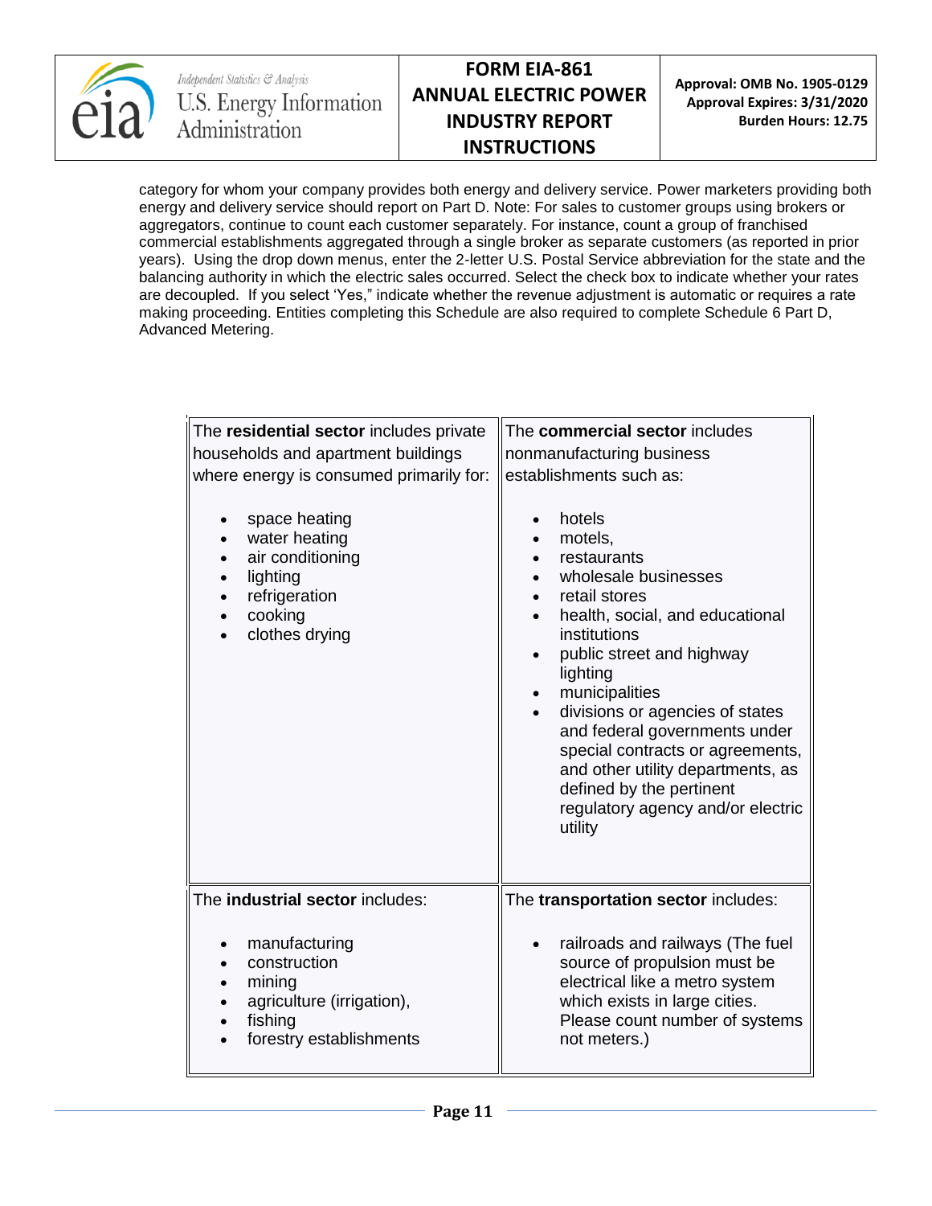category for whom your company provides both energy and delivery service. Power marketers providing both energy and delivery service should report on Part D. Note: For sales to customer groups using brokers or aggregators, continue to count each customer separately. For instance, count a group of franchised commercial establishments aggregated through a single broker as separate customers (as reported in prior years). Using the drop down menus, enter the 2-letter U.S. Postal Service abbreviation for the state and the balancing authority in which the electric sales occurred. Select the check box to indicate whether your rates are decoupled. If you select 'Yes," indicate whether the revenue adjustment is automatic or requires a rate making proceeding. Entities completing this Schedule are also required to complete Schedule 6 Part D, Advanced Metering.

| The **residential sector** includes private households and apartment buildings where energy is consumed primarily for: | The **commercial sector** includes nonmanufacturing business establishments such as: |
|---|---|
| • space heating<br>• water heating<br>• air conditioning<br>• lighting<br>• refrigeration<br>• cooking<br>• clothes drying | • hotels<br>• motels,<br>• restaurants<br>• wholesale businesses<br>• retail stores<br>• health, social, and educational institutions<br>• public street and highway lighting<br>• municipalities<br>• divisions or agencies of states and federal governments under special contracts or agreements, and other utility departments, as defined by the pertinent regulatory agency and/or electric utility |
| The **industrial sector** includes:<br><br>• manufacturing<br>• construction<br>• mining<br>• agriculture (irrigation),<br>• fishing<br>• forestry establishments | The **transportation sector** includes:<br><br>• railroads and railways (The fuel source of propulsion must be electrical like a metro system which exists in large cities. Please count number of systems not meters.) |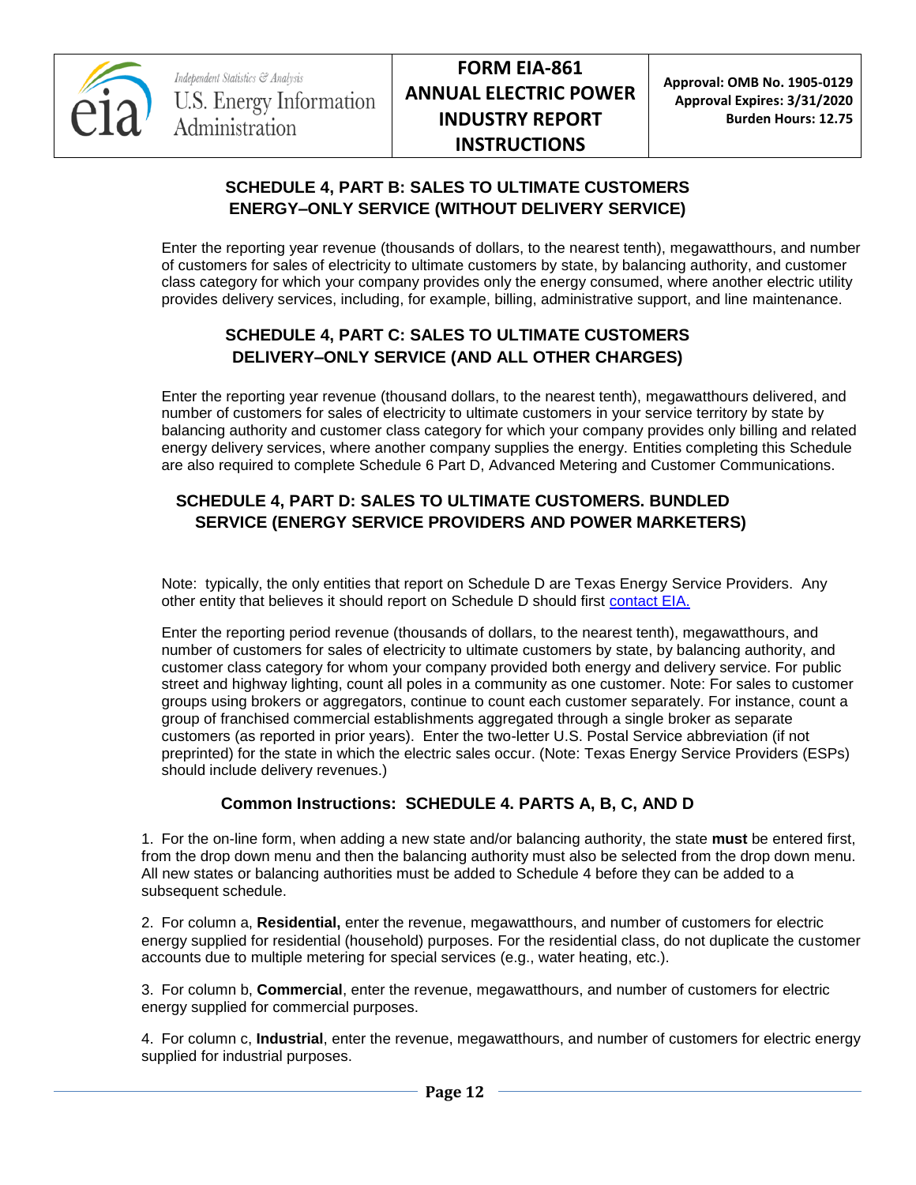## SCHEDULE 4, PART B: SALES TO ULTIMATE CUSTOMERS ENERGY–ONLY SERVICE (WITHOUT DELIVERY SERVICE)

Enter the reporting year revenue (thousands of dollars, to the nearest tenth), megawatthours, and number of customers for sales of electricity to ultimate customers by state, by balancing authority, and customer class category for which your company provides only the energy consumed, where another electric utility provides delivery services, including, for example, billing, administrative support, and line maintenance.

## SCHEDULE 4, PART C: SALES TO ULTIMATE CUSTOMERS DELIVERY–ONLY SERVICE (AND ALL OTHER CHARGES)

Enter the reporting year revenue (thousand dollars, to the nearest tenth), megawatthours delivered, and number of customers for sales of electricity to ultimate customers in your service territory by state by balancing authority and customer class category for which your company provides only billing and related energy delivery services, where another company supplies the energy. Entities completing this Schedule are also required to complete Schedule 6 Part D, Advanced Metering and Customer Communications.

## SCHEDULE 4, PART D: SALES TO ULTIMATE CUSTOMERS. BUNDLED SERVICE (ENERGY SERVICE PROVIDERS AND POWER MARKETERS)

Note: typically, the only entities that report on Schedule D are Texas Energy Service Providers. Any other entity that believes it should report on Schedule D should first contact EIA.

Enter the reporting period revenue (thousands of dollars, to the nearest tenth), megawatthours, and number of customers for sales of electricity to ultimate customers by state, by balancing authority, and customer class category for whom your company provided both energy and delivery service. For public street and highway lighting, count all poles in a community as one customer. Note: For sales to customer groups using brokers or aggregators, continue to count each customer separately. For instance, count a group of franchised commercial establishments aggregated through a single broker as separate customers (as reported in prior years). Enter the two-letter U.S. Postal Service abbreviation (if not preprinted) for the state in which the electric sales occur. (Note: Texas Energy Service Providers (ESPs) should include delivery revenues.)

### Common Instructions: SCHEDULE 4. PARTS A, B, C, AND D

1. For the on-line form, when adding a new state and/or balancing authority, the state **must** be entered first, from the drop down menu and then the balancing authority must also be selected from the drop down menu. All new states or balancing authorities must be added to Schedule 4 before they can be added to a subsequent schedule.

2. For column a, **Residential,** enter the revenue, megawatthours, and number of customers for electric energy supplied for residential (household) purposes. For the residential class, do not duplicate the customer accounts due to multiple metering for special services (e.g., water heating, etc.).

3. For column b, **Commercial**, enter the revenue, megawatthours, and number of customers for electric energy supplied for commercial purposes.

4. For column c, **Industrial**, enter the revenue, megawatthours, and number of customers for electric energy supplied for industrial purposes.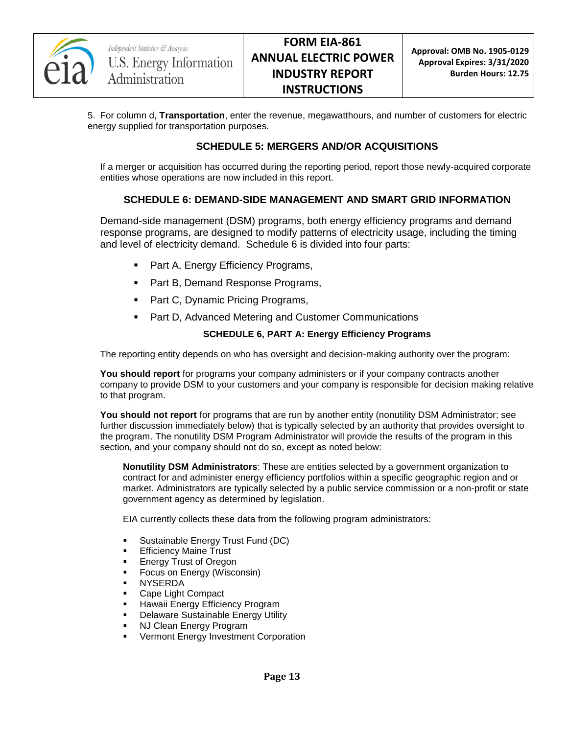5. For column d, **Transportation**, enter the revenue, megawatthours, and number of customers for electric energy supplied for transportation purposes.

## SCHEDULE 5: MERGERS AND/OR ACQUISITIONS

If a merger or acquisition has occurred during the reporting period, report those newly-acquired corporate entities whose operations are now included in this report.

## SCHEDULE 6: DEMAND-SIDE MANAGEMENT AND SMART GRID INFORMATION

Demand-side management (DSM) programs, both energy efficiency programs and demand response programs, are designed to modify patterns of electricity usage, including the timing and level of electricity demand. Schedule 6 is divided into four parts:

- Part A, Energy Efficiency Programs,
- Part B, Demand Response Programs,
- Part C, Dynamic Pricing Programs,
- Part D, Advanced Metering and Customer Communications

### SCHEDULE 6, PART A: Energy Efficiency Programs

The reporting entity depends on who has oversight and decision-making authority over the program:

**You should report** for programs your company administers or if your company contracts another company to provide DSM to your customers and your company is responsible for decision making relative to that program.

**You should not report** for programs that are run by another entity (nonutility DSM Administrator; see further discussion immediately below) that is typically selected by an authority that provides oversight to the program. The nonutility DSM Program Administrator will provide the results of the program in this section, and your company should not do so, except as noted below:

**Nonutility DSM Administrators**: These are entities selected by a government organization to contract for and administer energy efficiency portfolios within a specific geographic region and or market. Administrators are typically selected by a public service commission or a non-profit or state government agency as determined by legislation.

EIA currently collects these data from the following program administrators:

- Sustainable Energy Trust Fund (DC)
- Efficiency Maine Trust
- Energy Trust of Oregon
- Focus on Energy (Wisconsin)
- NYSERDA
- Cape Light Compact
- Hawaii Energy Efficiency Program
- Delaware Sustainable Energy Utility
- NJ Clean Energy Program
- Vermont Energy Investment Corporation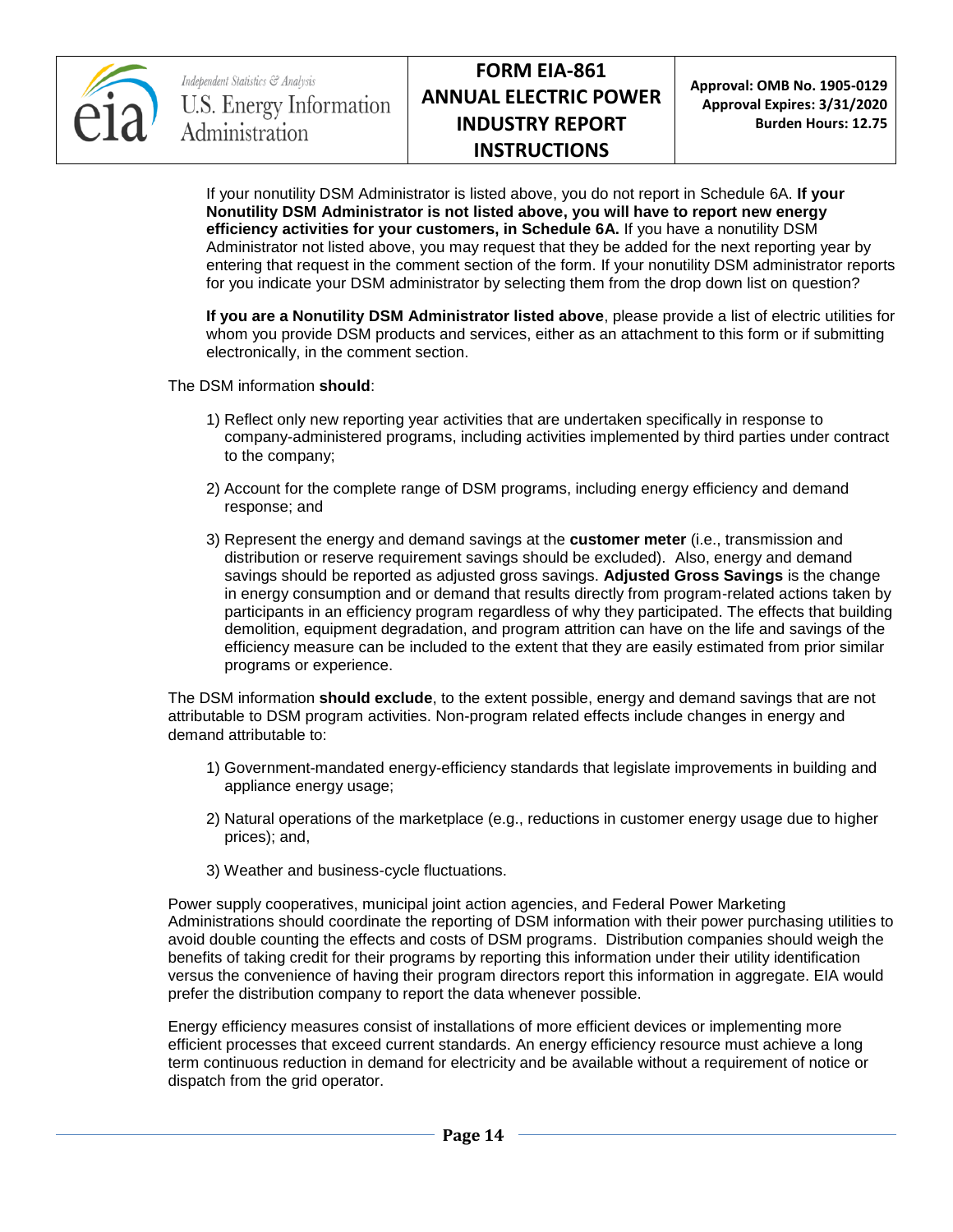If your nonutility DSM Administrator is listed above, you do not report in Schedule 6A. **If your Nonutility DSM Administrator is not listed above, you will have to report new energy efficiency activities for your customers, in Schedule 6A.** If you have a nonutility DSM Administrator not listed above, you may request that they be added for the next reporting year by entering that request in the comment section of the form. If your nonutility DSM administrator reports for you indicate your DSM administrator by selecting them from the drop down list on question?

**If you are a Nonutility DSM Administrator listed above**, please provide a list of electric utilities for whom you provide DSM products and services, either as an attachment to this form or if submitting electronically, in the comment section.

The DSM information **should**:

1) Reflect only new reporting year activities that are undertaken specifically in response to company-administered programs, including activities implemented by third parties under contract to the company;

2) Account for the complete range of DSM programs, including energy efficiency and demand response; and

3) Represent the energy and demand savings at the **customer meter** (i.e., transmission and distribution or reserve requirement savings should be excluded). Also, energy and demand savings should be reported as adjusted gross savings. **Adjusted Gross Savings** is the change in energy consumption and or demand that results directly from program-related actions taken by participants in an efficiency program regardless of why they participated. The effects that building demolition, equipment degradation, and program attrition can have on the life and savings of the efficiency measure can be included to the extent that they are easily estimated from prior similar programs or experience.

The DSM information **should exclude**, to the extent possible, energy and demand savings that are not attributable to DSM program activities. Non-program related effects include changes in energy and demand attributable to:

1) Government-mandated energy-efficiency standards that legislate improvements in building and appliance energy usage;

2) Natural operations of the marketplace (e.g., reductions in customer energy usage due to higher prices); and,

3) Weather and business-cycle fluctuations.

Power supply cooperatives, municipal joint action agencies, and Federal Power Marketing Administrations should coordinate the reporting of DSM information with their power purchasing utilities to avoid double counting the effects and costs of DSM programs. Distribution companies should weigh the benefits of taking credit for their programs by reporting this information under their utility identification versus the convenience of having their program directors report this information in aggregate. EIA would prefer the distribution company to report the data whenever possible.

Energy efficiency measures consist of installations of more efficient devices or implementing more efficient processes that exceed current standards. An energy efficiency resource must achieve a long term continuous reduction in demand for electricity and be available without a requirement of notice or dispatch from the grid operator.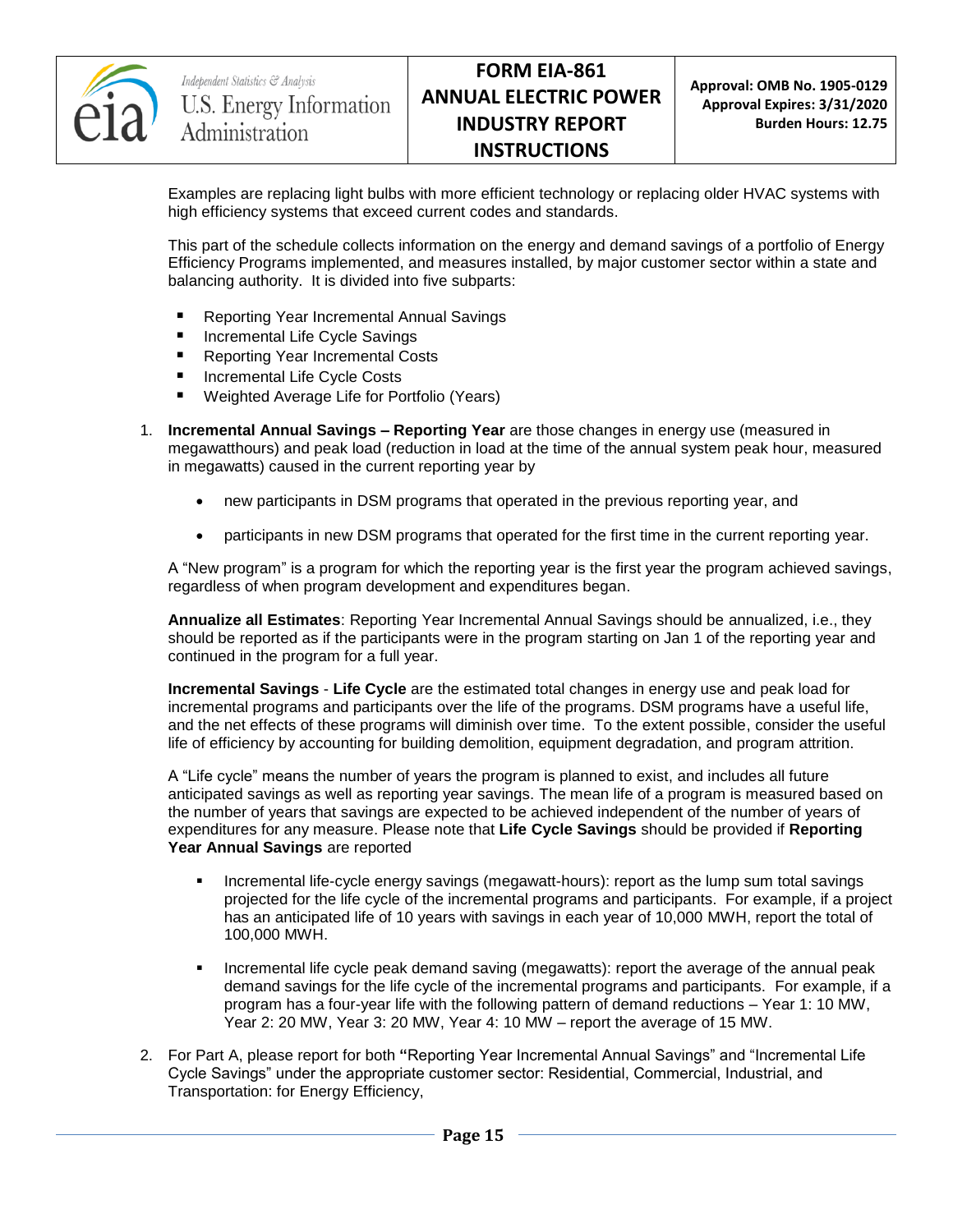Examples are replacing light bulbs with more efficient technology or replacing older HVAC systems with high efficiency systems that exceed current codes and standards.

This part of the schedule collects information on the energy and demand savings of a portfolio of Energy Efficiency Programs implemented, and measures installed, by major customer sector within a state and balancing authority. It is divided into five subparts:

- Reporting Year Incremental Annual Savings
- Incremental Life Cycle Savings
- Reporting Year Incremental Costs
- Incremental Life Cycle Costs
- Weighted Average Life for Portfolio (Years)

1. **Incremental Annual Savings – Reporting Year** are those changes in energy use (measured in megawatthours) and peak load (reduction in load at the time of the annual system peak hour, measured in megawatts) caused in the current reporting year by

   - new participants in DSM programs that operated in the previous reporting year, and

   - participants in new DSM programs that operated for the first time in the current reporting year.

   A "New program" is a program for which the reporting year is the first year the program achieved savings, regardless of when program development and expenditures began.

   **Annualize all Estimates**: Reporting Year Incremental Annual Savings should be annualized, i.e., they should be reported as if the participants were in the program starting on Jan 1 of the reporting year and continued in the program for a full year.

   **Incremental Savings** - **Life Cycle** are the estimated total changes in energy use and peak load for incremental programs and participants over the life of the programs. DSM programs have a useful life, and the net effects of these programs will diminish over time. To the extent possible, consider the useful life of efficiency by accounting for building demolition, equipment degradation, and program attrition.

   A "Life cycle" means the number of years the program is planned to exist, and includes all future anticipated savings as well as reporting year savings. The mean life of a program is measured based on the number of years that savings are expected to be achieved independent of the number of years of expenditures for any measure. Please note that **Life Cycle Savings** should be provided if **Reporting Year Annual Savings** are reported

   - Incremental life-cycle energy savings (megawatt-hours): report as the lump sum total savings projected for the life cycle of the incremental programs and participants. For example, if a project has an anticipated life of 10 years with savings in each year of 10,000 MWH, report the total of 100,000 MWH.

   - Incremental life cycle peak demand saving (megawatts): report the average of the annual peak demand savings for the life cycle of the incremental programs and participants. For example, if a program has a four-year life with the following pattern of demand reductions – Year 1: 10 MW, Year 2: 20 MW, Year 3: 20 MW, Year 4: 10 MW – report the average of 15 MW.

2. For Part A, please report for both **"**Reporting Year Incremental Annual Savings" and "Incremental Life Cycle Savings" under the appropriate customer sector: Residential, Commercial, Industrial, and Transportation: for Energy Efficiency,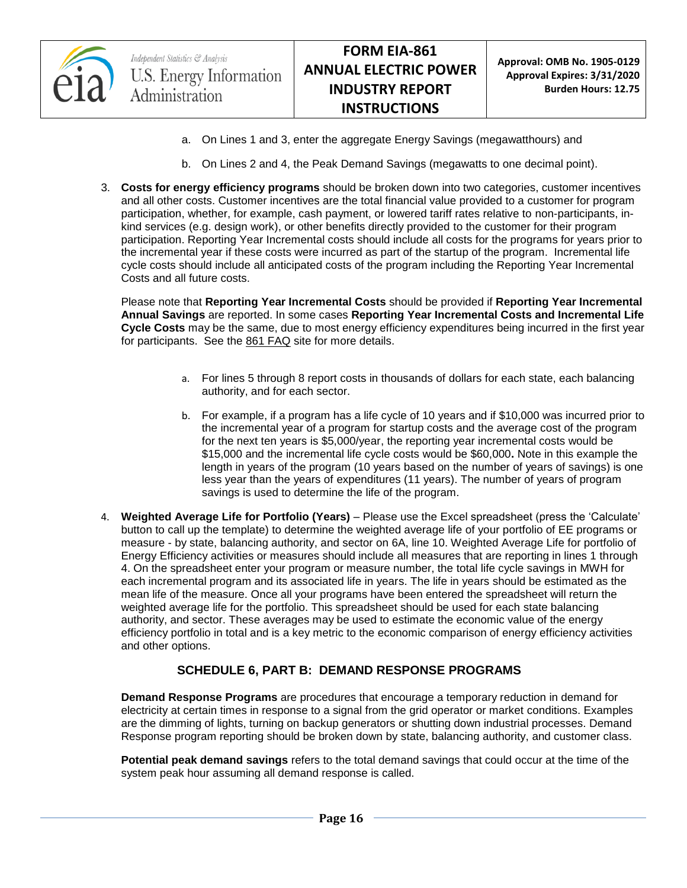a. On Lines 1 and 3, enter the aggregate Energy Savings (megawatthours) and

b. On Lines 2 and 4, the Peak Demand Savings (megawatts to one decimal point).

3. **Costs for energy efficiency programs** should be broken down into two categories, customer incentives and all other costs. Customer incentives are the total financial value provided to a customer for program participation, whether, for example, cash payment, or lowered tariff rates relative to non-participants, in-kind services (e.g. design work), or other benefits directly provided to the customer for their program participation. Reporting Year Incremental costs should include all costs for the programs for years prior to the incremental year if these costs were incurred as part of the startup of the program. Incremental life cycle costs should include all anticipated costs of the program including the Reporting Year Incremental Costs and all future costs.

   Please note that **Reporting Year Incremental Costs** should be provided if **Reporting Year Incremental Annual Savings** are reported. In some cases **Reporting Year Incremental Costs and Incremental Life Cycle Costs** may be the same, due to most energy efficiency expenditures being incurred in the first year for participants. See the 861 FAQ site for more details.

   a. For lines 5 through 8 report costs in thousands of dollars for each state, each balancing authority, and for each sector.

   b. For example, if a program has a life cycle of 10 years and if $10,000 was incurred prior to the incremental year of a program for startup costs and the average cost of the program for the next ten years is $5,000/year, the reporting year incremental costs would be $15,000 and the incremental life cycle costs would be $60,000**.** Note in this example the length in years of the program (10 years based on the number of years of savings) is one less year than the years of expenditures (11 years). The number of years of program savings is used to determine the life of the program.

4. **Weighted Average Life for Portfolio (Years)** – Please use the Excel spreadsheet (press the 'Calculate' button to call up the template) to determine the weighted average life of your portfolio of EE programs or measure - by state, balancing authority, and sector on 6A, line 10. Weighted Average Life for portfolio of Energy Efficiency activities or measures should include all measures that are reporting in lines 1 through 4. On the spreadsheet enter your program or measure number, the total life cycle savings in MWH for each incremental program and its associated life in years. The life in years should be estimated as the mean life of the measure. Once all your programs have been entered the spreadsheet will return the weighted average life for the portfolio. This spreadsheet should be used for each state balancing authority, and sector. These averages may be used to estimate the economic value of the energy efficiency portfolio in total and is a key metric to the economic comparison of energy efficiency activities and other options.

## SCHEDULE 6, PART B: DEMAND RESPONSE PROGRAMS

**Demand Response Programs** are procedures that encourage a temporary reduction in demand for electricity at certain times in response to a signal from the grid operator or market conditions. Examples are the dimming of lights, turning on backup generators or shutting down industrial processes. Demand Response program reporting should be broken down by state, balancing authority, and customer class.

**Potential peak demand savings** refers to the total demand savings that could occur at the time of the system peak hour assuming all demand response is called.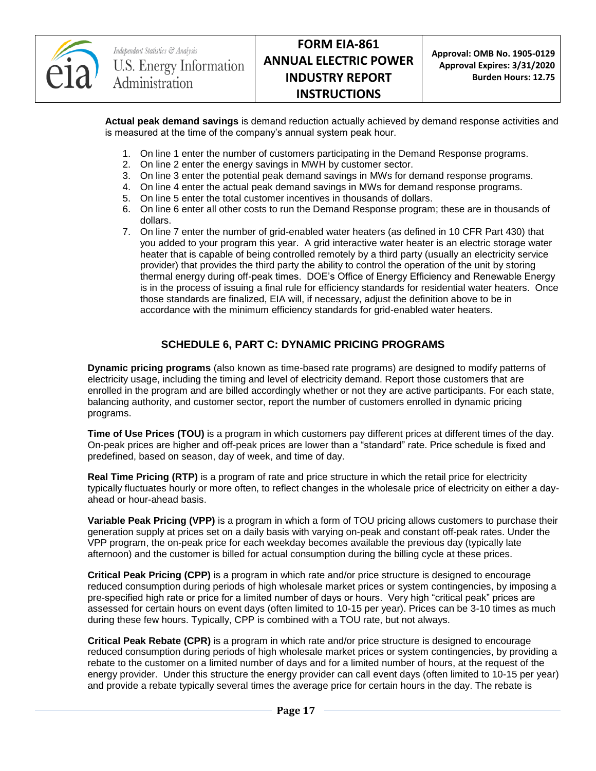**Actual peak demand savings** is demand reduction actually achieved by demand response activities and is measured at the time of the company's annual system peak hour.

1. On line 1 enter the number of customers participating in the Demand Response programs.
2. On line 2 enter the energy savings in MWH by customer sector.
3. On line 3 enter the potential peak demand savings in MWs for demand response programs.
4. On line 4 enter the actual peak demand savings in MWs for demand response programs.
5. On line 5 enter the total customer incentives in thousands of dollars.
6. On line 6 enter all other costs to run the Demand Response program; these are in thousands of dollars.
7. On line 7 enter the number of grid-enabled water heaters (as defined in 10 CFR Part 430) that you added to your program this year. A grid interactive water heater is an electric storage water heater that is capable of being controlled remotely by a third party (usually an electricity service provider) that provides the third party the ability to control the operation of the unit by storing thermal energy during off-peak times. DOE's Office of Energy Efficiency and Renewable Energy is in the process of issuing a final rule for efficiency standards for residential water heaters. Once those standards are finalized, EIA will, if necessary, adjust the definition above to be in accordance with the minimum efficiency standards for grid-enabled water heaters.

## SCHEDULE 6, PART C: DYNAMIC PRICING PROGRAMS

**Dynamic pricing programs** (also known as time-based rate programs) are designed to modify patterns of electricity usage, including the timing and level of electricity demand. Report those customers that are enrolled in the program and are billed accordingly whether or not they are active participants. For each state, balancing authority, and customer sector, report the number of customers enrolled in dynamic pricing programs.

**Time of Use Prices (TOU)** is a program in which customers pay different prices at different times of the day. On-peak prices are higher and off-peak prices are lower than a "standard" rate. Price schedule is fixed and predefined, based on season, day of week, and time of day.

**Real Time Pricing (RTP)** is a program of rate and price structure in which the retail price for electricity typically fluctuates hourly or more often, to reflect changes in the wholesale price of electricity on either a day-ahead or hour-ahead basis.

**Variable Peak Pricing (VPP)** is a program in which a form of TOU pricing allows customers to purchase their generation supply at prices set on a daily basis with varying on-peak and constant off-peak rates. Under the VPP program, the on-peak price for each weekday becomes available the previous day (typically late afternoon) and the customer is billed for actual consumption during the billing cycle at these prices.

**Critical Peak Pricing (CPP)** is a program in which rate and/or price structure is designed to encourage reduced consumption during periods of high wholesale market prices or system contingencies, by imposing a pre-specified high rate or price for a limited number of days or hours. Very high "critical peak" prices are assessed for certain hours on event days (often limited to 10-15 per year). Prices can be 3-10 times as much during these few hours. Typically, CPP is combined with a TOU rate, but not always.

**Critical Peak Rebate (CPR)** is a program in which rate and/or price structure is designed to encourage reduced consumption during periods of high wholesale market prices or system contingencies, by providing a rebate to the customer on a limited number of days and for a limited number of hours, at the request of the energy provider. Under this structure the energy provider can call event days (often limited to 10-15 per year) and provide a rebate typically several times the average price for certain hours in the day. The rebate is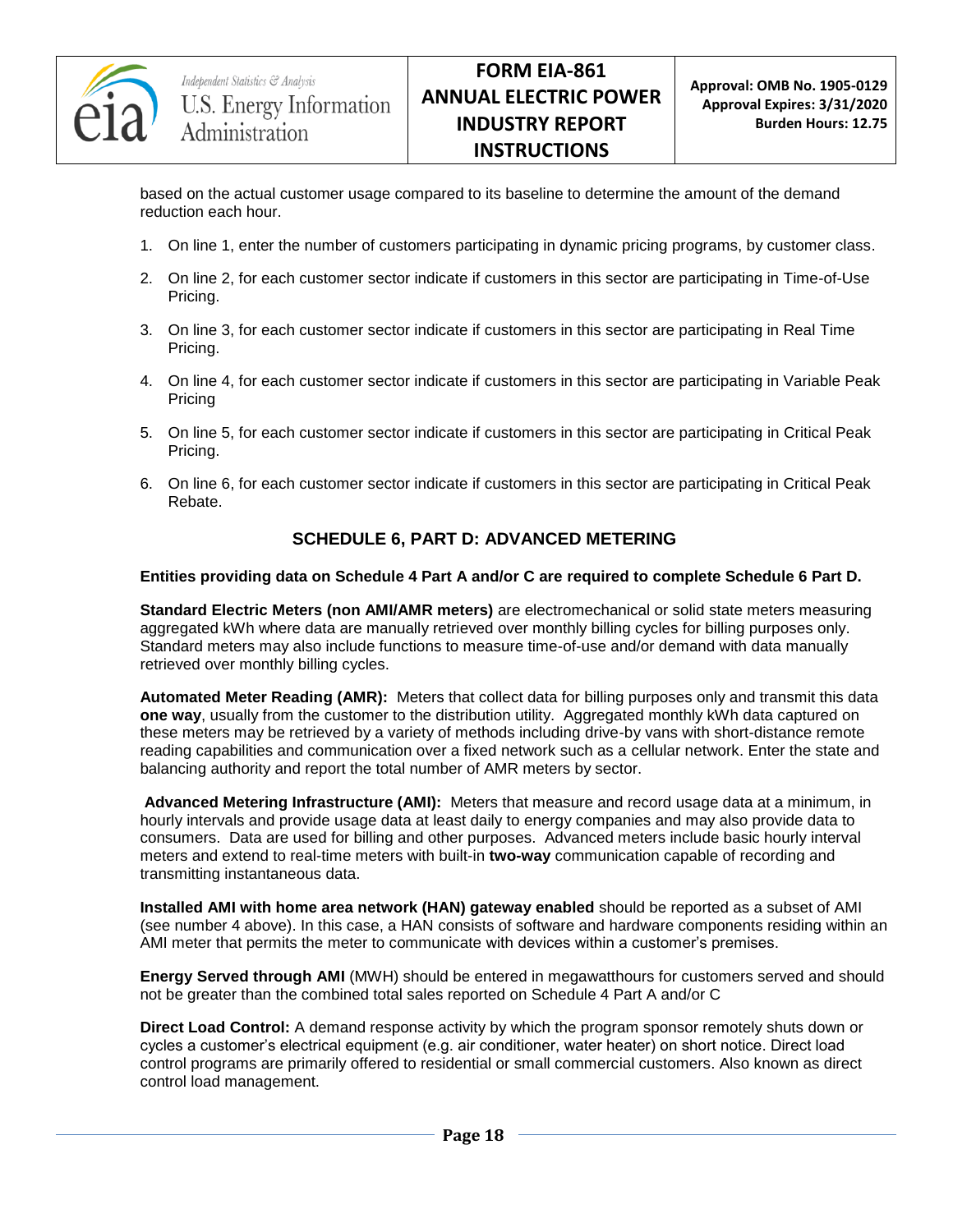based on the actual customer usage compared to its baseline to determine the amount of the demand reduction each hour.

1. On line 1, enter the number of customers participating in dynamic pricing programs, by customer class.
2. On line 2, for each customer sector indicate if customers in this sector are participating in Time-of-Use Pricing.
3. On line 3, for each customer sector indicate if customers in this sector are participating in Real Time Pricing.
4. On line 4, for each customer sector indicate if customers in this sector are participating in Variable Peak Pricing
5. On line 5, for each customer sector indicate if customers in this sector are participating in Critical Peak Pricing.
6. On line 6, for each customer sector indicate if customers in this sector are participating in Critical Peak Rebate.

## SCHEDULE 6, PART D: ADVANCED METERING

**Entities providing data on Schedule 4 Part A and/or C are required to complete Schedule 6 Part D.**

**Standard Electric Meters (non AMI/AMR meters)** are electromechanical or solid state meters measuring aggregated kWh where data are manually retrieved over monthly billing cycles for billing purposes only. Standard meters may also include functions to measure time-of-use and/or demand with data manually retrieved over monthly billing cycles.

**Automated Meter Reading (AMR):** Meters that collect data for billing purposes only and transmit this data **one way**, usually from the customer to the distribution utility. Aggregated monthly kWh data captured on these meters may be retrieved by a variety of methods including drive-by vans with short-distance remote reading capabilities and communication over a fixed network such as a cellular network. Enter the state and balancing authority and report the total number of AMR meters by sector.

**Advanced Metering Infrastructure (AMI):** Meters that measure and record usage data at a minimum, in hourly intervals and provide usage data at least daily to energy companies and may also provide data to consumers. Data are used for billing and other purposes. Advanced meters include basic hourly interval meters and extend to real-time meters with built-in **two-way** communication capable of recording and transmitting instantaneous data.

**Installed AMI with home area network (HAN) gateway enabled** should be reported as a subset of AMI (see number 4 above). In this case, a HAN consists of software and hardware components residing within an AMI meter that permits the meter to communicate with devices within a customer's premises.

**Energy Served through AMI** (MWH) should be entered in megawatthours for customers served and should not be greater than the combined total sales reported on Schedule 4 Part A and/or C

**Direct Load Control:** A demand response activity by which the program sponsor remotely shuts down or cycles a customer's electrical equipment (e.g. air conditioner, water heater) on short notice. Direct load control programs are primarily offered to residential or small commercial customers. Also known as direct control load management.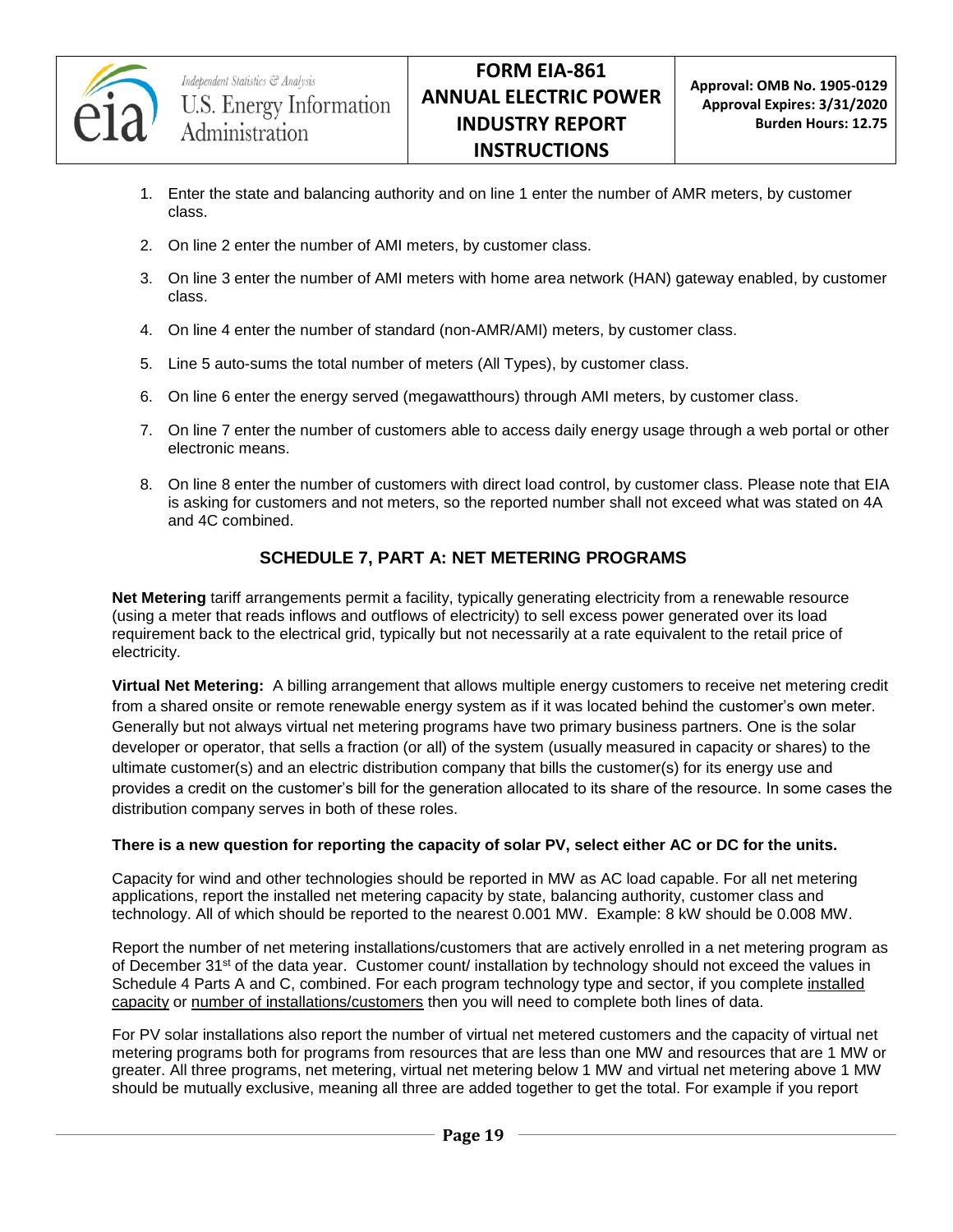1. Enter the state and balancing authority and on line 1 enter the number of AMR meters, by customer class.
2. On line 2 enter the number of AMI meters, by customer class.
3. On line 3 enter the number of AMI meters with home area network (HAN) gateway enabled, by customer class.
4. On line 4 enter the number of standard (non-AMR/AMI) meters, by customer class.
5. Line 5 auto-sums the total number of meters (All Types), by customer class.
6. On line 6 enter the energy served (megawatthours) through AMI meters, by customer class.
7. On line 7 enter the number of customers able to access daily energy usage through a web portal or other electronic means.
8. On line 8 enter the number of customers with direct load control, by customer class. Please note that EIA is asking for customers and not meters, so the reported number shall not exceed what was stated on 4A and 4C combined.

## SCHEDULE 7, PART A: NET METERING PROGRAMS

**Net Metering** tariff arrangements permit a facility, typically generating electricity from a renewable resource (using a meter that reads inflows and outflows of electricity) to sell excess power generated over its load requirement back to the electrical grid, typically but not necessarily at a rate equivalent to the retail price of electricity.

**Virtual Net Metering:** A billing arrangement that allows multiple energy customers to receive net metering credit from a shared onsite or remote renewable energy system as if it was located behind the customer's own meter. Generally but not always virtual net metering programs have two primary business partners. One is the solar developer or operator, that sells a fraction (or all) of the system (usually measured in capacity or shares) to the ultimate customer(s) and an electric distribution company that bills the customer(s) for its energy use and provides a credit on the customer's bill for the generation allocated to its share of the resource. In some cases the distribution company serves in both of these roles.

**There is a new question for reporting the capacity of solar PV, select either AC or DC for the units.**

Capacity for wind and other technologies should be reported in MW as AC load capable. For all net metering applications, report the installed net metering capacity by state, balancing authority, customer class and technology. All of which should be reported to the nearest 0.001 MW. Example: 8 kW should be 0.008 MW.

Report the number of net metering installations/customers that are actively enrolled in a net metering program as of December 31st of the data year. Customer count/ installation by technology should not exceed the values in Schedule 4 Parts A and C, combined. For each program technology type and sector, if you complete installed capacity or number of installations/customers then you will need to complete both lines of data.

For PV solar installations also report the number of virtual net metered customers and the capacity of virtual net metering programs both for programs from resources that are less than one MW and resources that are 1 MW or greater. All three programs, net metering, virtual net metering below 1 MW and virtual net metering above 1 MW should be mutually exclusive, meaning all three are added together to get the total. For example if you report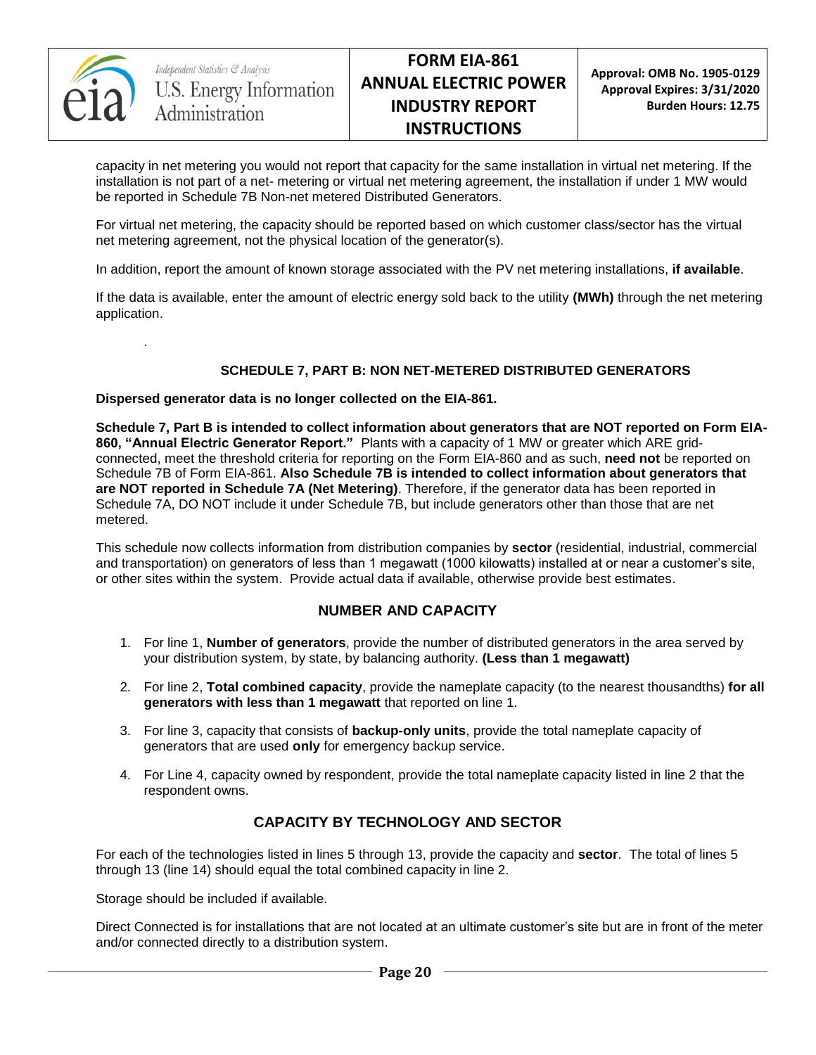capacity in net metering you would not report that capacity for the same installation in virtual net metering. If the installation is not part of a net- metering or virtual net metering agreement, the installation if under 1 MW would be reported in Schedule 7B Non-net metered Distributed Generators.

For virtual net metering, the capacity should be reported based on which customer class/sector has the virtual net metering agreement, not the physical location of the generator(s).

In addition, report the amount of known storage associated with the PV net metering installations, **if available**.

If the data is available, enter the amount of electric energy sold back to the utility **(MWh)** through the net metering application.

.

### SCHEDULE 7, PART B: NON NET-METERED DISTRIBUTED GENERATORS

**Dispersed generator data is no longer collected on the EIA-861.**

**Schedule 7, Part B is intended to collect information about generators that are NOT reported on Form EIA-860, "Annual Electric Generator Report."** Plants with a capacity of 1 MW or greater which ARE grid-connected, meet the threshold criteria for reporting on the Form EIA-860 and as such, **need not** be reported on Schedule 7B of Form EIA-861. **Also Schedule 7B is intended to collect information about generators that are NOT reported in Schedule 7A (Net Metering)**. Therefore, if the generator data has been reported in Schedule 7A, DO NOT include it under Schedule 7B, but include generators other than those that are net metered.

This schedule now collects information from distribution companies by **sector** (residential, industrial, commercial and transportation) on generators of less than 1 megawatt (1000 kilowatts) installed at or near a customer's site, or other sites within the system. Provide actual data if available, otherwise provide best estimates.

### NUMBER AND CAPACITY

1. For line 1, **Number of generators**, provide the number of distributed generators in the area served by your distribution system, by state, by balancing authority. **(Less than 1 megawatt)**
2. For line 2, **Total combined capacity**, provide the nameplate capacity (to the nearest thousandths) **for all generators with less than 1 megawatt** that reported on line 1.
3. For line 3, capacity that consists of **backup-only units**, provide the total nameplate capacity of generators that are used **only** for emergency backup service.
4. For Line 4, capacity owned by respondent, provide the total nameplate capacity listed in line 2 that the respondent owns.

### CAPACITY BY TECHNOLOGY AND SECTOR

For each of the technologies listed in lines 5 through 13, provide the capacity and **sector**. The total of lines 5 through 13 (line 14) should equal the total combined capacity in line 2.

Storage should be included if available.

Direct Connected is for installations that are not located at an ultimate customer's site but are in front of the meter and/or connected directly to a distribution system.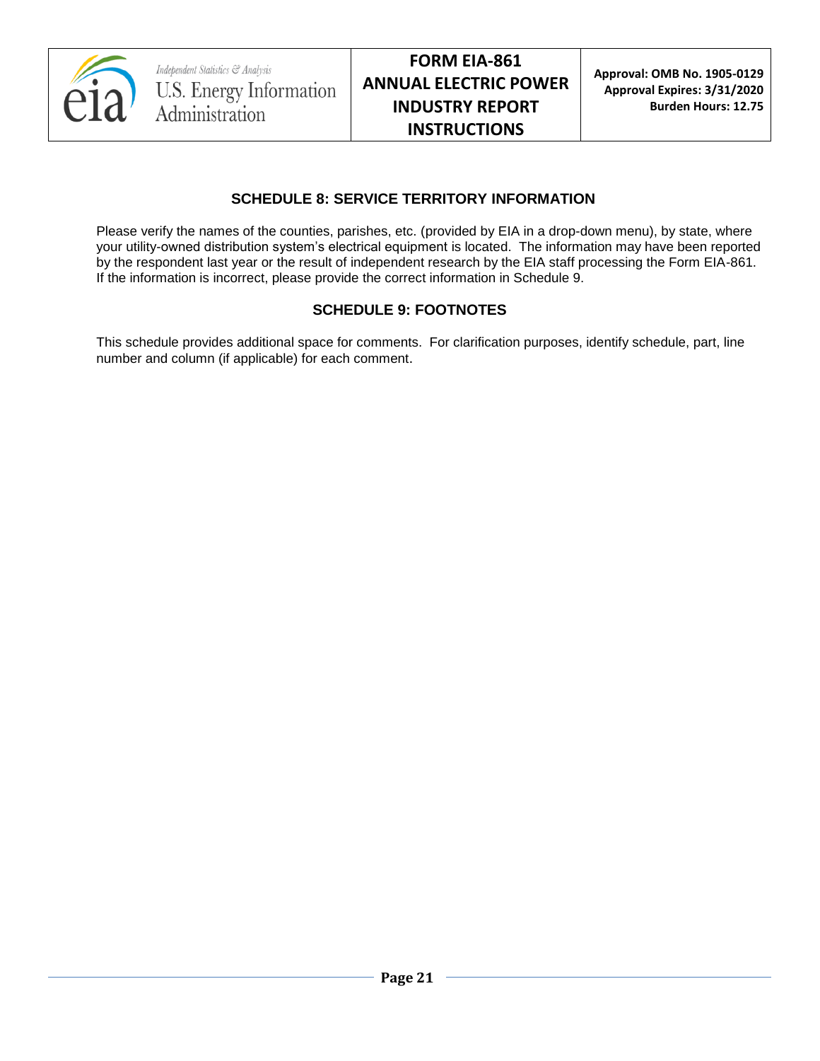## SCHEDULE 8: SERVICE TERRITORY INFORMATION

Please verify the names of the counties, parishes, etc. (provided by EIA in a drop-down menu), by state, where your utility-owned distribution system's electrical equipment is located. The information may have been reported by the respondent last year or the result of independent research by the EIA staff processing the Form EIA-861. If the information is incorrect, please provide the correct information in Schedule 9.

## SCHEDULE 9: FOOTNOTES

This schedule provides additional space for comments. For clarification purposes, identify schedule, part, line number and column (if applicable) for each comment.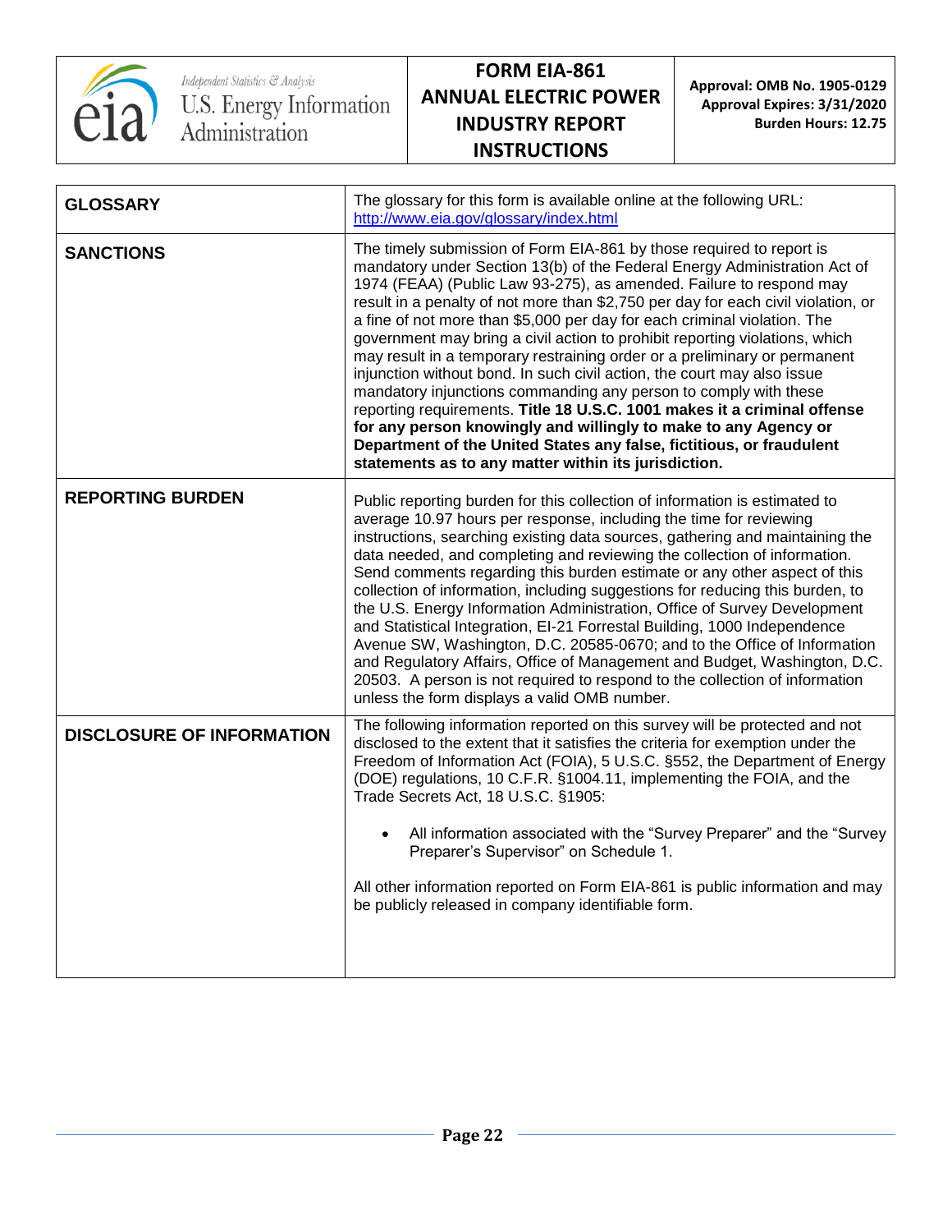| | |
|---|---|
| **GLOSSARY** | The glossary for this form is available online at the following URL: [http://www.eia.gov/glossary/index.html](http://www.eia.gov/glossary/index.html) |
| **SANCTIONS** | The timely submission of Form EIA-861 by those required to report is mandatory under Section 13(b) of the Federal Energy Administration Act of 1974 (FEAA) (Public Law 93-275), as amended. Failure to respond may result in a penalty of not more than $2,750 per day for each civil violation, or a fine of not more than $5,000 per day for each criminal violation. The government may bring a civil action to prohibit reporting violations, which may result in a temporary restraining order or a preliminary or permanent injunction without bond. In such civil action, the court may also issue mandatory injunctions commanding any person to comply with these reporting requirements. **Title 18 U.S.C. 1001 makes it a criminal offense for any person knowingly and willingly to make to any Agency or Department of the United States any false, fictitious, or fraudulent statements as to any matter within its jurisdiction.** |
| **REPORTING BURDEN** | Public reporting burden for this collection of information is estimated to average 10.97 hours per response, including the time for reviewing instructions, searching existing data sources, gathering and maintaining the data needed, and completing and reviewing the collection of information. Send comments regarding this burden estimate or any other aspect of this collection of information, including suggestions for reducing this burden, to the U.S. Energy Information Administration, Office of Survey Development and Statistical Integration, EI-21 Forrestal Building, 1000 Independence Avenue SW, Washington, D.C. 20585-0670; and to the Office of Information and Regulatory Affairs, Office of Management and Budget, Washington, D.C. 20503. A person is not required to respond to the collection of information unless the form displays a valid OMB number. |
| **DISCLOSURE OF INFORMATION** | The following information reported on this survey will be protected and not disclosed to the extent that it satisfies the criteria for exemption under the Freedom of Information Act (FOIA), 5 U.S.C. §552, the Department of Energy (DOE) regulations, 10 C.F.R. §1004.11, implementing the FOIA, and the Trade Secrets Act, 18 U.S.C. §1905:<br><br>• All information associated with the "Survey Preparer" and the "Survey Preparer's Supervisor" on Schedule 1.<br><br>All other information reported on Form EIA-861 is public information and may be publicly released in company identifiable form. |